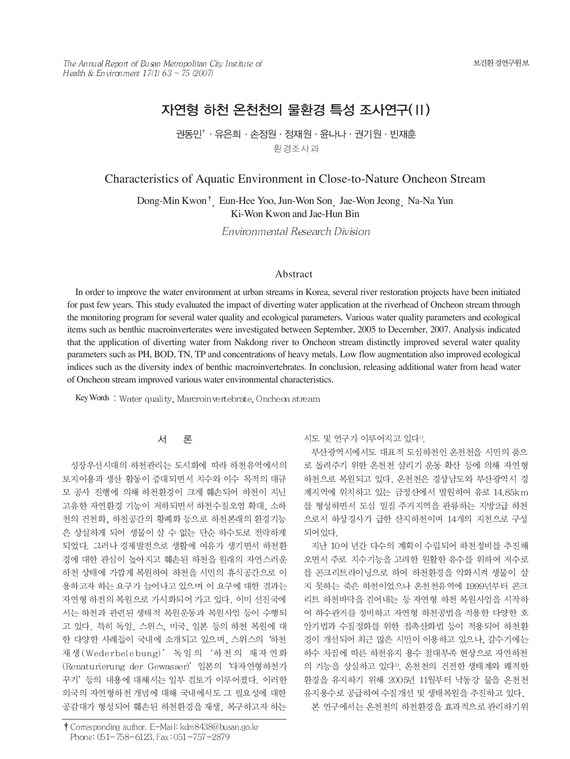# 자연형 하천 온천천의 물환경 특성 조사연구(II)

권동민[†] · 유은희 · 손정원 · 정재원 · 윤나나 · 권기원 · 빈재훈

환경조사과

## Characteristics of Aquatic Environment in Close-to-Nature Oncheon Stream

Dong-Min Kwon[†], Eun-Hee Yoo, Jun-Won Son, Jae-Won Jeong, Na-Na Yun
Ki-Won Kwon and Jae-Hun Bin

*Environmental Research Division*

### Abstract

In order to improve the water environment at urban streams in Korea, several river restoration projects have been initiated for past few years. This study evaluated the impact of diverting water application at the riverhead of Oncheon stream through the monitoring program for several water quality and ecological parameters. Various water quality parameters and ecological items such as benthic macroinverateretes were investigated between September, 2005 to December, 2007. Analysis indicated that the application of diverting water from Nakdong river to Oncheon stream distinctly improved several water quality parameters such as PH, BOD, TN, TP and concentrations of heavy metals. Low flow augmentation also improved ecological indices such as the diversity index of benthic macroinvertebrates. In conclusion, releasing additional water from head water of Oncheon stream improved various water environmental characteristics.

Key Words : Water quality, Marcroinvertebrate, Oncheon stream

## 서 론

성장우선시대의 하천관리는 도시화에 따라 하천유역에서의 토지이용과 생산 활동이 증대되면서 치수와 이수 목적의 대규모 공사 진행에 의해 하천환경이 크게 훼손되어 하천이 지닌 고유한 자연환경 기능이 저하되면서 하천수질오염 확대, 소하천의 건천화, 하천공간의 황폐화 등으로 하천본래의 환경기능은 상실하게 되어 생물이 살 수 없는 단순 하수도로 전락하게 되었다. 그러나 경제발전으로 생활에 여유가 생기면서 하천환경에 대한 관심이 높아지고 훼손된 하천을 원래의 자연스러운 하천 상태에 가깝게 복원하여 하천을 시민의 휴식공간으로 이용하고자 하는 요구가 늘어나고 있으며 이 요구에 대한 결과는 자연형 하천의 복원으로 가시화되어 가고 있다. 이미 선진국에서는 하천과 관련된 생태적 복원운동과 복원사업 등이 수행되고 있다. 특히 독일, 스위스, 미국, 일본 등의 하천 복원에 대한 다양한 사례들이 국내에 소개되고 있으며, 스위스의 '하천재생(Wederbelebung)' 독일의 '하천의 재자연화(Renaturierung der Gewasser)' 일본의 '다자연형하천가꾸기' 등의 내용에 대해서는 일부 검토가 이루어졌다. 이러한 외국의 자연형하천개념에 대해 국내에서도 그 필요성에 대한 공감대가 형성되어 훼손된 하천환경을 재생, 복구하고자 하는 시도 및 연구가 이루어지고 있다[1].

부산광역시에서도 대표적 도심하천인 온천천을 시민의 품으로 돌려주기 위한 온천천 살리기 운동 확산 등에 의해 자연형 하천으로 복원되고 있다. 온천천은 경상남도와 부산광역시 경계지역에 위치하고 있는 금정산에서 발원하여 유로 14.85km를 형성하면서 도심 밀집 주거지역을 관류하는 지방2급 하천으로서 하상경사가 급한 산지하천이며 14개의 지천으로 구성되어있다.

지난 10여 년간 다수의 계획이 수립되어 하천정비를 추진해 오면서 주로 치수기능을 고려한 원활한 유수를 위하여 저수로를 콘크리트라이닝으로 하여 하천환경을 악화시켜 생물이 살지 못하는 죽은 하천이었으나 온천천유역에 1999년부터 콘크리트 하천바닥을 걷어내는 등 자연형 하천 복원사업을 시작하여 하수관거를 정비하고 자연형 하천공법을 적용한 다양한 호안기법과 수질정화를 위한 접촉산화법 등이 적용되어 하천환경이 개선되어 최근 많은 시민이 이용하고 있으나, 갈수기에는 하수 차집에 따른 하천유지 용수 절대부족 현상으로 자연하천의 기능을 상실하고 있다[2]. 온천천의 건전한 생태계와 쾌적한 환경을 유지하기 위해 2005년 11월부터 낙동강 물을 온천천 유지용수로 공급하여 수질개선 및 생태복원을 추진하고 있다.

본 연구에서는 온천천의 하천환경을 효과적으로 관리하기위

---

† Corresponding author. E-Mail: kdm8438@busan.go.kr
Phone: 051-758-6123, Fax: 051-757-2879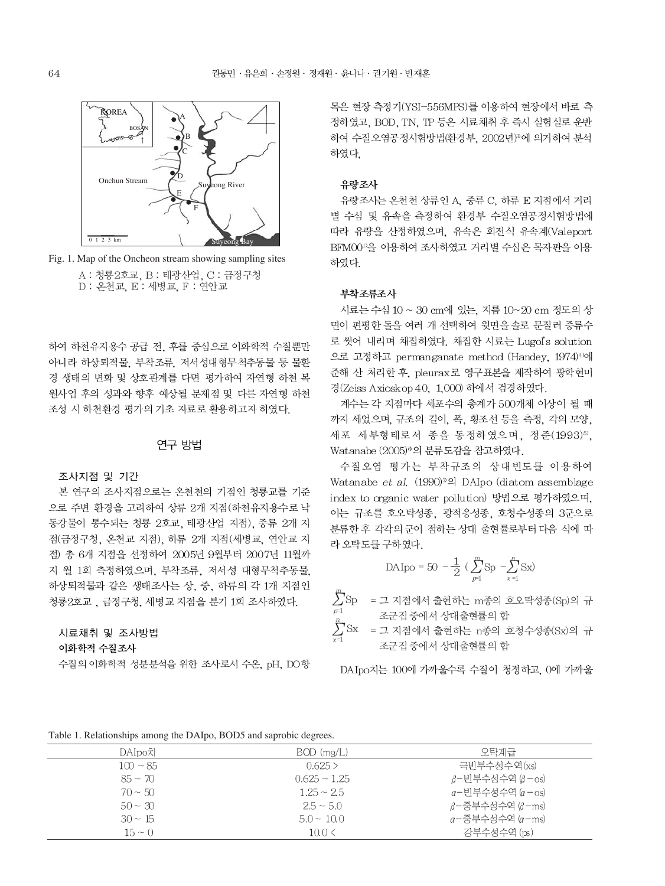Fig. 1. Map of the Oncheon stream showing sampling sites

A : 청룡2호교, B : 태광산업, C : 금정구청
D : 온천교, E : 세병교, F : 연안교

하여 하천유지용수 공급 전, 후를 중심으로 이화학적 수질뿐만 아니라 하상퇴적물, 부착조류, 저서성대형무척추동물 등 물환경 생태의 변화 및 상호관계를 다면 평가하여 자연형 하천 복원사업 후의 성과와 향후 예상될 문제점 및 다른 자연형 하천 조성 시 하천환경 평가의 기초 자료로 활용하고자 하였다.

## 연구 방법

### 조사지점 및 기간

본 연구의 조사지점으로는 온천천의 기점인 청룡교를 기준으로 주변 환경을 고려하여 상류 2개 지점(하천유지용수로 낙동강물이 통수되는 청룡 2호교, 태광산업 지점), 중류 2개 지점(금정구청, 온천교 지점), 하류 2개 지점(세병교, 연안교 지점) 총 6개 지점을 선정하여 2005년 9월부터 2007년 11월까지 월 1회 측정하였으며, 부착조류, 저서성 대형무척추동물, 하상퇴적물과 같은 생태조사는 상, 중, 하류의 각 1개 지점인 청룡2호교 , 금정구청, 세병교 지점을 분기 1회 조사하였다.

### 시료채취 및 조사방법

#### 이화학적 수질조사

수질의 이화학적 성분분석을 위한 조사로서 수온, pH, DO항목은 현장 측정기(YSI-556MPS)를 이용하여 현장에서 바로 측정하였고, BOD, TN, TP 등은 시료채취 후 즉시 실험실로 운반하여 수질오염공정시험방법(환경부, 2002년)[3]에 의거하여 분석하였다.

#### 유량조사

유량조사는 온천천 상류인 A, 중류 C, 하류 E 지점에서 거리별 수심 및 유속을 측정하여 환경부 수질오염공정시험방법에 따라 유량을 산정하였으며, 유속은 회전식 유속계(Valeport BFM001)을 이용하여 조사하였고 거리별 수심은 목자판을 이용하였다.

#### 부착조류조사

시료는 수심 10 ~ 30 cm에 있는, 지름 10~20 cm 정도의 상면이 편평한 돌을 여러 개 선택하여 윗면을 솔로 문질러 증류수로 씻어 내리며 채집하였다. 채집한 시료는 Lugol's solution으로 고정하고 permanganate method (Handey, 1974)[4]에 준해 산 처리한 후, pleurax로 영구표본을 제작하여 광학현미경(Zeiss Axioskop 40, 1,000) 하에서 검경하였다.

계수는 각 지점마다 세포수의 총계가 500개체 이상이 될 때까지 세었으며, 규조의 길이, 폭, 횡조선 등을 측정, 각의 모양, 세포 세부형태로서 종을 동정하였으며, 정준(1993)[5], Watanabe (2005)[6]의 분류도감을 참고하였다.

수질오염 평가는 부착규조의 상대빈도를 이용하여 Watanabe *et al.* (1990)[7]의 DAIpo (diatom assemblage index to organic water pollution) 방법으로 평가하였으며, 이는 규조를 호오탁성종, 광적응성종, 호청수성종의 3군으로 분류한 후 각각의 군이 점하는 상대 출현률로부터 다음 식에 따라 오탁도를 구하였다.

$$\text{DAIpo} = 50 - \frac{1}{2}\left(\sum_{p=1}^{m}\text{Sp} - \sum_{x=1}^{n}\text{Sx}\right)$$

$\sum_{p=1}^{m}\text{Sp}$ = 그 지점에서 출현하는 m종의 호오탁성종(Sp)의 규조군집 중에서 상대출현률의 합

$\sum_{x=1}^{n}\text{Sx}$ = 그 지점에서 출현하는 n종의 호청수성종(Sx)의 규조군집 중에서 상대출현률의 합

DAIpo치는 100에 가까울수록 수질이 청정하고, 0에 가까울

Table 1. Relationships among the DAIpo, BOD5 and saprobic degrees.

| DAIpo치 | BOD (mg/L) | 오탁계급 |
|---|---|---|
| 100 ~ 85 | 0.625 > | 극빈부수성수역(xs) |
| 85 ~ 70 | 0.625 ~ 1.25 | β-빈부수성수역 (β-os) |
| 70 ~ 50 | 1.25 ~ 2.5 | α-빈부수성수역 (α-os) |
| 50 ~ 30 | 2.5 ~ 5.0 | β-중부수성수역 (β-ms) |
| 30 ~ 15 | 5.0 ~ 10.0 | α-중부수성수역 (α-ms) |
| 15 ~ 0 | 10.0 < | 강부수성수역 (ps) |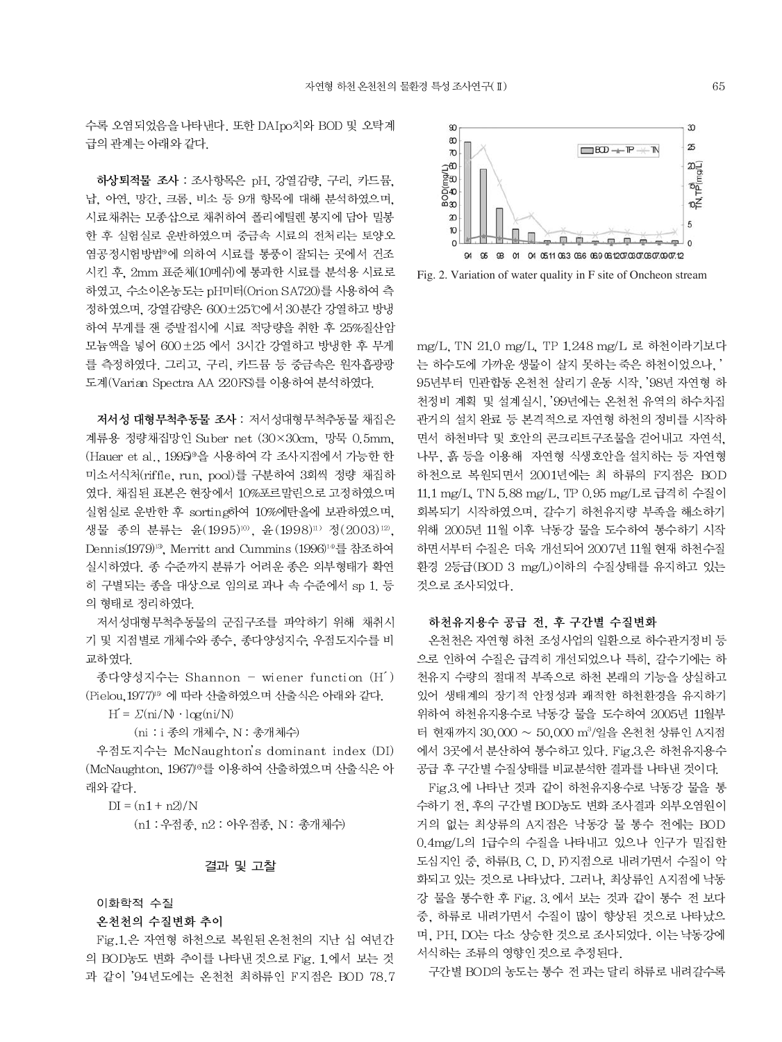수록 오염되었음을 나타낸다. 또한 DAIpo치와 BOD 및 오탁계급의 관계는 아래와 같다.

**하상퇴적물 조사** : 조사항목은 pH, 강열감량, 구리, 카드뮴, 납, 아연, 망간, 크롬, 비소 등 9개 항목에 대해 분석하였으며, 시료채취는 모종삽으로 채취하여 폴리에틸렌 봉지에 담아 밀봉한 후 실험실로 운반하였으며 중금속 시료의 전처리는 토양오염공정시험방법[9]에 의하여 시료를 통풍이 잘되는 곳에서 건조시킨 후, 2mm 표준체(10메쉬)에 통과한 시료를 분석용 시료로 하였고, 수소이온농도는 pH미터(Orion SA720)를 사용하여 측정하였으며, 강열감량은 600±25℃에서 30분간 강열하고 방냉하여 무게를 잰 증발접시에 시료 적당량을 취한 후 25%질산암모늄액을 넣어 600±25 에서 3시간 강열하고 방냉한 후 무게를 측정하였다. 그리고, 구리, 카드뮴 등 중금속은 원자흡광광도계(Varian Spectra AA 220FS)를 이용하여 분석하였다.

**저서성 대형무척추동물 조사** : 저서성대형무척추동물 채집은 계류용 정량채집망인 Suber net (30×30cm, 망목 0.5mm, (Hauer et al., 1995)[9]을 사용하여 각 조사지점에서 가능한 한 미소서식처(riffle, run, pool)를 구분하여 3회씩 정량 채집하였다. 채집된 표본은 현장에서 10%포르말린으로 고정하였으며 실험실로 운반한 후 sorting하여 10%에탄올에 보관하였으며, 생물 종의 분류는 윤(1995)[10], 윤(1998)[11] 정(2003)[12], Dennis(1979)[13], Merritt and Cummins (1996)[14]를 참조하여 실시하였다. 종 수준까지 분류가 어려운 종은 외부형태가 확연히 구별되는 종을 대상으로 임의로 과나 속 수준에서 sp 1. 등의 형태로 정리하였다.

저서성대형무척추동물의 군집구조를 파악하기 위해 채취시기 및 지점별로 개체수와 종수, 종다양성지수, 우점도지수를 비교하였다.

종다양성지수는 Shannon – wiener function (H´) (Pielou,1977)[15] 에 따라 산출하였으며 산출식은 아래와 같다.

$$H' = \Sigma(ni/N) \cdot \log(ni/N)$$

(ni : i 종의 개체수, N : 총개체수)

우점도지수는 McNaughton's dominant index (DI) (McNaughton, 1967)[16]를 이용하여 산출하였으며 산출식은 아래와 같다.

$$DI = (n1 + n2)/N$$

(n1 : 우점종, n2 : 아우점종, N : 총개체수)

## 결과 및 고찰

### 이화학적 수질

#### 온천천의 수질변화 추이

Fig.1.은 자연형 하천으로 복원된 온천천의 지난 십 여년간의 BOD농도 변화 추이를 나타낸 것으로 Fig. 1.에서 보는 것과 같이 '94년도에는 온천천 최하류인 F지점은 BOD 78.7 mg/L, TN 21.0 mg/L, TP 1.248 mg/L 로 하천이라기보다는 하수도에 가까운 생물이 살지 못하는 죽은 하천이었으나, '95년부터 민관합동 온천천 살리기 운동 시작, '98년 자연형 하천정비 계획 및 설계실시, '99년에는 온천천 유역의 하수차집관거의 설치 완료 등 본격적으로 자연형 하천의 정비를 시작하면서 하천바닥 및 호안의 콘크리트구조물을 걷어내고 자연석, 나무, 흙 등을 이용해 자연형 식생호안을 설치하는 등 자연형 하천으로 복원되면서 2001년에는 최 하류의 F지점은 BOD 11.1 mg/L, TN 5.88 mg/L, TP 0.95 mg/L로 급격히 수질이 회복되기 시작하였으며, 갈수기 하천유지량 부족을 해소하기 위해 2005년 11월 이후 낙동강 물을 도수하여 통수하기 시작하면서부터 수질은 더욱 개선되어 2007년 11월 현재 하천수질환경 2등급(BOD 3 mg/L)이하의 수질상태를 유지하고 있는 것으로 조사되었다.

Fig. 2. Variation of water quality in F site of Oncheon stream

#### 하천유지용수 공급 전, 후 구간별 수질변화

온천천은 자연형 하천 조성사업의 일환으로 하수관거정비 등으로 인하여 수질은 급격히 개선되었으나 특히, 갈수기에는 하천유지 수량의 절대적 부족으로 하천 본래의 기능을 상실하고 있어 생태계의 장기적 안정성과 쾌적한 하천환경을 유지하기 위하여 하천유지용수로 낙동강 물을 도수하여 2005년 11월부터 현재까지 30,000 ~ 50,000 $m^3$/일을 온천천 상류인 A지점에서 3곳에서 분산하여 통수하고 있다. Fig.3.은 하천유지용수 공급 후 구간별 수질상태를 비교분석한 결과를 나타낸 것이다.

Fig.3.에 나타난 것과 같이 하천유지용수로 낙동강 물을 통수하기 전, 후의 구간별 BOD농도 변화 조사결과 외부오염원이 거의 없는 최상류의 A지점은 낙동강 물 통수 전에는 BOD 0.4mg/L의 1급수의 수질을 나타내고 있으나 인구가 밀집한 도심지인 중, 하류(B, C, D, F)지점으로 내려가면서 수질이 악화되고 있는 것으로 나타났다. 그러나, 최상류인 A지점에 낙동강 물을 통수한 후 Fig. 3.에서 보는 것과 같이 통수 전 보다 중, 하류로 내려가면서 수질이 많이 향상된 것으로 나타났으며, PH, DO는 다소 상승한 것으로 조사되었다. 이는 낙동강에 서식하는 조류의 영향인 것으로 추정된다.

구간별 BOD의 농도는 통수 전 과는 달리 하류로 내려갈수록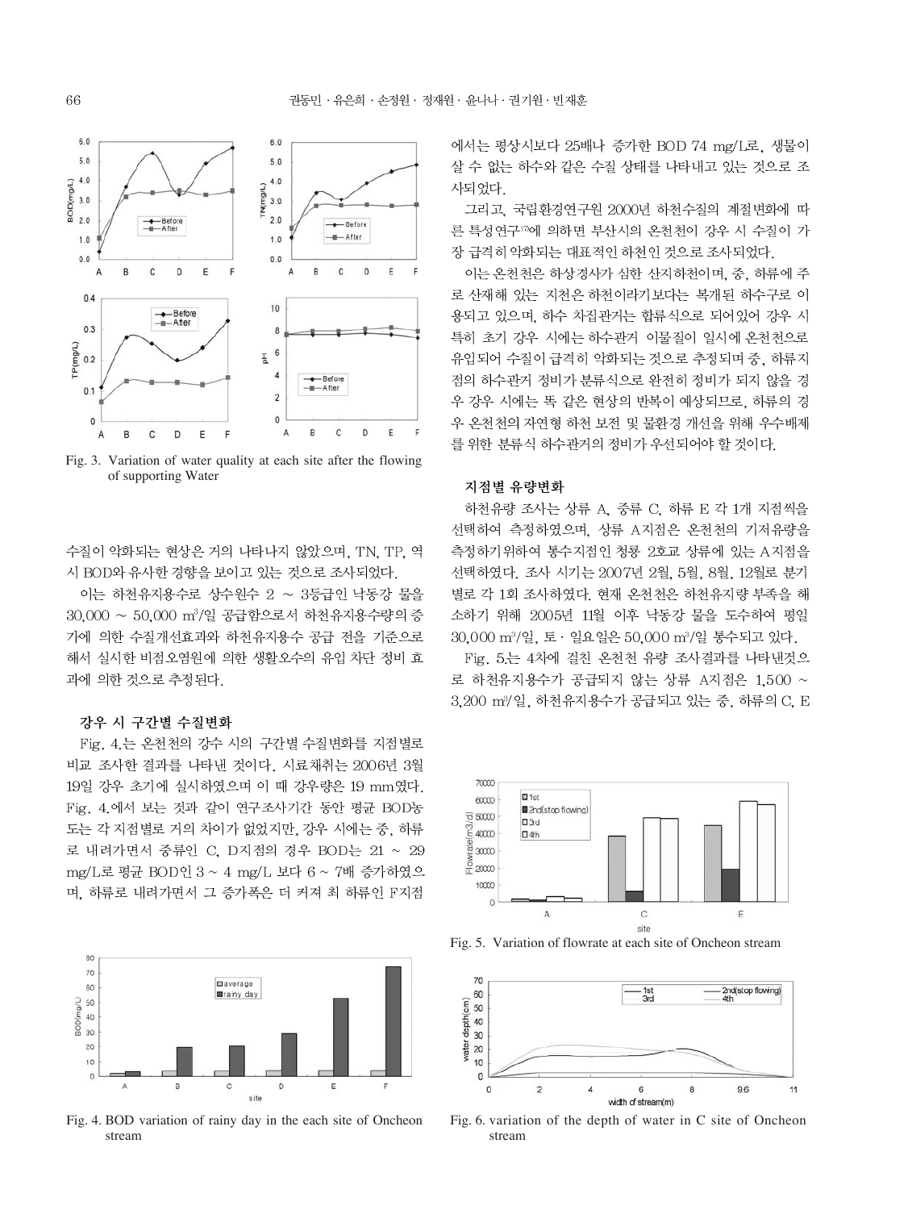Fig. 3. Variation of water quality at each site after the flowing of supporting Water

수질이 악화되는 현상은 거의 나타나지 않았으며, TN, TP, 역시 BOD와 유사한 경향을 보이고 있는 것으로 조사되었다.

이는 하천유지용수로 상수원수 2 ~ 3등급인 낙동강 물을 30,000 ~ 50,000 $m^3$/일 공급함으로서 하천유지용수량의 증가에 의한 수질개선효과와 하천유지용수 공급 전을 기준으로 해서 실시한 비점오염원에 의한 생활오수의 유입 차단 정비 효과에 의한 것으로 추정된다.

### 강우 시 구간별 수질변화

Fig. 4.는 온천천의 강수 시의 구간별 수질변화를 지점별로 비교 조사한 결과를 나타낸 것이다. 시료채취는 2006년 3월 19일 강우 초기에 실시하였으며 이 때 강우량은 19 mm였다. Fig. 4.에서 보는 것과 같이 연구조사기간 동안 평균 BOD농도는 각 지점별로 거의 차이가 없었지만, 강우 시에는 중, 하류로 내려가면서 중류인 C, D지점의 경우 BOD는 21 ~ 29 mg/L로 평균 BOD인 3 ~ 4 mg/L 보다 6 ~ 7배 증가하였으며, 하류로 내려가면서 그 증가폭은 더 커져 최 하류인 F지점에서는 평상시보다 25배나 증가한 BOD 74 mg/L로, 생물이 살 수 없는 하수와 같은 수질 상태를 나타내고 있는 것으로 조사되었다.

Fig. 4. BOD variation of rainy day in the each site of Oncheon stream

그리고, 국립환경연구원 2000년 하천수질의 계절변화에 따른 특성연구[17]에 의하면 부산시의 온천천이 강우 시 수질이 가장 급격히 악화되는 대표적인 하천인 것으로 조사되었다.

이는 온천천은 하상경사가 심한 산지하천이며, 중, 하류에 주로 산재해 있는 지천은 하천이라기보다는 복개된 하수구로 이용되고 있으며, 하수 차집관거는 합류식으로 되어있어 강우 시 특히 초기 강우 시에는 하수관거 이물질이 일시에 온천천으로 유입되어 수질이 급격히 악화되는 것으로 추정되며 중, 하류지점의 하수관거 정비가 분류식으로 완전히 정비가 되지 않을 경우 강우 시에는 똑 같은 현상의 반복이 예상되므로, 하류의 경우 온천천의 자연형 하천 보전 및 물환경 개선을 위해 우수배제를 위한 분류식 하수관거의 정비가 우선되어야 할 것이다.

### 지점별 유량변화

하천유량 조사는 상류 A, 중류 C, 하류 E 각 1개 지점씩을 선택하여 측정하였으며, 상류 A지점은 온천천의 기저유량을 측정하기위하여 통수지점인 청룡 2호교 상류에 있는 A지점을 선택하였다. 조사 시기는 2007년 2월, 5월, 8월, 12월로 분기별로 각 1회 조사하였다. 현재 온천천은 하천유지량 부족을 해소하기 위해 2005년 11월 이후 낙동강 물을 도수하여 평일 30,000 $m^3$/일, 토 · 일요일은 50,000 $m^3$/일 통수되고 있다.

Fig. 5.는 4차에 걸친 온천천 유량 조사결과를 나타낸것으로 하천유지용수가 공급되지 않는 상류 A지점은 1,500 ~ 3,200 $m^3$/일, 하천유지용수가 공급되고 있는 중, 하류의 C, E

Fig. 5. Variation of flowrate at each site of Oncheon stream

Fig. 6. variation of the depth of water in C site of Oncheon stream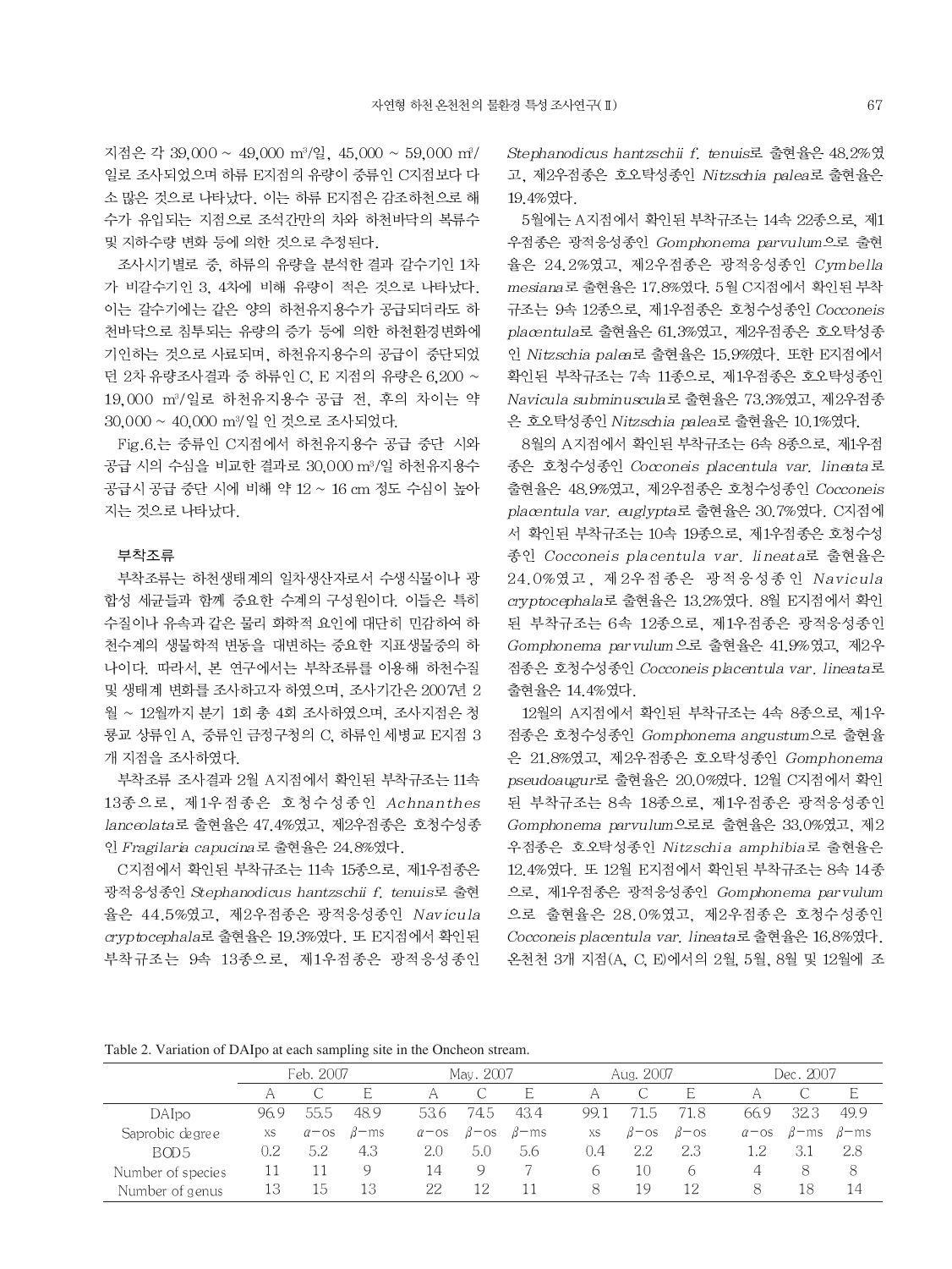지점은 각 39,000 ~ 49,000 $m^3$/일, 45,000 ~ 59,000 $m^3$/일로 조사되었으며 하류 E지점의 유량이 중류인 C지점보다 다소 많은 것으로 나타났다. 이는 하류 E지점은 감조하천으로 해수가 유입되는 지점으로 조석간만의 차와 하천바닥의 복류수 및 지하수량 변화 등에 의한 것으로 추정된다.

조사시기별로 중, 하류의 유량을 분석한 결과 갈수기인 1차가 비갈수기인 3, 4차에 비해 유량이 적은 것으로 나타났다. 이는 갈수기에는 같은 양의 하천유지용수가 공급되더라도 하천바닥으로 침투되는 유량의 증가 등에 의한 하천환경변화에 기인하는 것으로 사료되며, 하천유지용수의 공급이 중단되었던 2차 유량조사결과 중 하류인 C, E 지점의 유량은 6,200 ~ 19,000 $m^3$/일로 하천유지용수 공급 전, 후의 차이는 약 30,000 ~ 40,000 $m^3$/일 인 것으로 조사되었다.

Fig.6.는 중류인 C지점에서 하천유지용수 공급 중단 시와 공급 시의 수심을 비교한 결과로 30,000 $m^3$/일 하천유지용수 공급시 공급 중단 시에 비해 약 12 ~ 16 cm 정도 수심이 높아지는 것으로 나타났다.

### 부착조류

부착조류는 하천생태계의 일차생산자로서 수생식물이나 광합성 세균들과 함께 중요한 수계의 구성원이다. 이들은 특히 수질이나 유속과 같은 물리 화학적 요인에 대단히 민감하여 하천수계의 생물학적 변동을 대변하는 중요한 지표생물중의 하나이다. 따라서, 본 연구에서는 부착조류를 이용해 하천수질 및 생태계 변화를 조사하고자 하였으며, 조사기간은 2007년 2월 ~ 12월까지 분기 1회 총 4회 조사하였으며, 조사지점은 청룡교 상류인 A, 중류인 금정구청의 C, 하류인 세병교 E지점 3개 지점을 조사하였다.

부착조류 조사결과 2월 A지점에서 확인된 부착규조는 11속 13종으로, 제1우점종은 호청수성종인 *Achnanthes lanceolata*로 출현율은 47.4%였고, 제2우점종은 호청수성종인 *Fragilaria capucina*로 출현율은 24.8%였다.

C지점에서 확인된 부착규조는 11속 15종으로, 제1우점종은 광적응성종인 *Stephanodicus hantzschii f. tenuis*로 출현율은 44.5%였고, 제2우점종은 광적응성종인 *Navicula cryptocephala*로 출현율은 19.3%였다. 또 E지점에서 확인된 부착규조는 9속 13종으로, 제1우점종은 광적응성종인 *Stephanodicus hantzschii f. tenuis*로 출현율은 48.2%였고, 제2우점종은 호오탁성종인 *Nitzschia palea*로 출현율은 19.4%였다.

5월에는 A지점에서 확인된 부착규조는 14속 22종으로, 제1우점종은 광적응성종인 *Gomphonema parvulum*으로 출현율은 24.2%였고, 제2우점종은 광적응성종인 *Cymbella mesiana*로 출현율은 17.8%였다. 5월 C지점에서 확인된 부착규조는 9속 12종으로, 제1우점종은 호청수성종인 *Cocconeis placentula*로 출현율은 61.3%였고, 제2우점종은 호오탁성종인 *Nitzschia palea*로 출현율은 15.9%였다. 또한 E지점에서 확인된 부착규조는 7속 11종으로, 제1우점종은 호오탁성종인 *Navicula subminuscula*로 출현율은 73.3%였고, 제2우점종은 호오탁성종인 *Nitzschia palea*로 출현율은 10.1%였다.

8월의 A지점에서 확인된 부착규조는 6속 8종으로, 제1우점종은 호청수성종인 *Cocconeis placentula var. lineata*로 출현율은 48.9%였고, 제2우점종은 호청수성종인 *Cocconeis placentula var. euglypta*로 출현율은 30.7%였다. C지점에서 확인된 부착규조는 10속 19종으로, 제1우점종은 호청수성종인 *Cocconeis placentula var. lineata*로 출현율은 24.0%였고, 제2우점종은 광적응성종인 *Navicula cryptocephala*로 출현율은 13.2%였다. 8월 E지점에서 확인된 부착규조는 6속 12종으로, 제1우점종은 광적응성종인 *Gomphonema parvulum*으로 출현율은 41.9%였고, 제2우점종은 호청수성종인 *Cocconeis placentula var. lineata*로 출현율은 14.4%였다.

12월의 A지점에서 확인된 부착규조는 4속 8종으로, 제1우점종은 호청수성종인 *Gomphonema angustum*으로 출현율은 21.8%였고, 제2우점종은 호오탁성종인 *Gomphonema pseudoaugur*로 출현율은 20.0%였다. 12월 C지점에서 확인된 부착규조는 8속 18종으로, 제1우점종은 광적응성종인 *Gomphonema parvulum*으로 출현율은 33.0%였고, 제2우점종은 호오탁성종인 *Nitzschia amphibia*로 출현율은 12.4%였다. 또 12월 E지점에서 확인된 부착규조는 8속 14종으로, 제1우점종은 광적응성종인 *Gomphonema parvulum*으로 출현율은 28.0%였고, 제2우점종은 호청수성종인 *Cocconeis placentula var. lineata*로 출현율은 16.8%였다. 온천천 3개 지점(A, C, E)에서의 2월, 5월, 8월 및 12월에 조

Table 2. Variation of DAIpo at each sampling site in the Oncheon stream.

| | Feb. 2007 | | | May. 2007 | | | Aug. 2007 | | | Dec. 2007 | | |
|---|---|---|---|---|---|---|---|---|---|---|---|---|
| | A | C | E | A | C | E | A | C | E | A | C | E |
| DAIpo | 96.9 | 55.5 | 48.9 | 53.6 | 74.5 | 43.4 | 99.1 | 71.5 | 71.8 | 66.9 | 32.3 | 49.9 |
| Saprobic degree | xs | $\alpha$-os | $\beta$-ms | $\alpha$-os | $\beta$-os | $\beta$-ms | xs | $\beta$-os | $\beta$-os | $\alpha$-os | $\beta$-ms | $\beta$-ms |
| BOD5 | 0.2 | 5.2 | 4.3 | 2.0 | 5.0 | 5.6 | 0.4 | 2.2 | 2.3 | 1.2 | 3.1 | 2.8 |
| Number of species | 11 | 11 | 9 | 14 | 9 | 7 | 6 | 10 | 6 | 4 | 8 | 8 |
| Number of genus | 13 | 15 | 13 | 22 | 12 | 11 | 8 | 19 | 12 | 8 | 18 | 14 |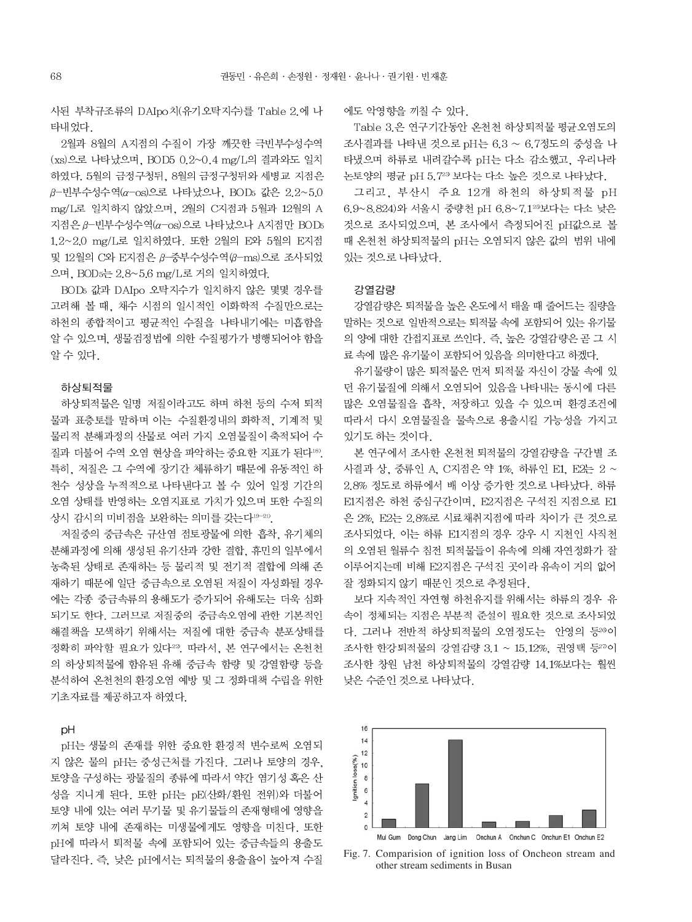사된 부착규조류의 DAIpo치(유기오탁지수)를 Table 2.에 나타내었다.

2월과 8월의 A지점의 수질이 가장 깨끗한 극빈부수성수역(xs)으로 나타났으며, BOD5 0.2~0.4 mg/L의 결과와도 일치하였다. 5월의 금정구청뒤, 8월의 금정구청뒤와 세병교 지점은 β-빈부수성수역(α-os)으로 나타났으나, $BOD_5$ 값은 2.2~5.0 mg/L로 일치하지 않았으며, 2월의 C지점과 5월과 12월의 A지점은 β-빈부수성수역(α-os)으로 나타났으나 A지점만 $BOD_5$ 1.2~2.0 mg/L로 일치하였다. 또한 2월의 E와 5월의 E지점 및 12월의 C와 E지점은 β-중부수성수역(β-ms)으로 조사되었으며, $BOD_5$는 2.8~5.6 mg/L로 거의 일치하였다.

$BOD_5$ 값과 DAIpo 오탁지수가 일치하지 않은 몇몇 경우를 고려해 볼 때, 채수 시점의 일시적인 이화학적 수질만으로는 하천의 종합적이고 평균적인 수질을 나타내기에는 미흡함을 알 수 있으며, 생물검정법에 의한 수질평가가 병행되어야 함을 알 수 있다.

## 하상퇴적물

하상퇴적물은 일명 저질이라고도 하며 하천 등의 수저 퇴적물과 표층토를 말하며 이는 수질환경내의 화학적, 기계적 및 물리적 분해과정의 산물로 여러 가지 오염물질이 축적되어 수질과 더불어 수역 오염 현상을 파악하는 중요한 지표가 된다[18]. 특히, 저질은 그 수역에 장기간 체류하기 때문에 유동적인 하천수 성상을 누적적으로 나타낸다고 볼 수 있어 일정 기간의 오염 상태를 반영하는 오염지표로 가치가 있으며 또한 수질의 상시 감시의 미비점을 보완하는 의미를 갖는다[19~21].

저질중의 중금속은 규산염 점토광물에 의한 흡착, 유기체의 분해과정에 의해 생성된 유기산과 강한 결합, 휴민의 일부에서 농축된 상태로 존재하는 등 물리적 및 전기적 결합에 의해 존재하기 때문에 일단 중금속으로 오염된 저질이 자성화될 경우에는 각종 중금속류의 용해도가 증가되어 유해도는 더욱 심화되기도 한다. 그러므로 저질중의 중금속오염에 관한 기본적인 해결책을 모색하기 위해서는 저질에 대한 중금속 분포상태를 정확히 파악할 필요가 있다[22]. 따라서, 본 연구에서는 온천천의 하상퇴적물에 함유된 유해 중금속 함량 및 강열함량 등을 분석하여 온천천의 환경오염 예방 및 그 정화대책 수립을 위한 기초자료를 제공하고자 하였다.

### pH

pH는 생물의 존재를 위한 중요한 환경적 변수로써 오염되지 않은 물의 pH는 중성근처를 가진다. 그러나 토양의 경우, 토양을 구성하는 광물질의 종류에 따라서 약간 염기성 혹은 산성을 지니게 된다. 또한 pH는 pE(산화/환원 전위)와 더불어 토양 내에 있는 여러 무기물 및 유기물들의 존재형태에 영향을 끼쳐 토양 내에 존재하는 미생물에게도 영향을 미친다. 또한 pH에 따라서 퇴적물 속에 포함되어 있는 중금속들의 용출도 달라진다. 즉, 낮은 pH에서는 퇴적물의 용출율이 높아져 수질에도 악영향을 끼칠 수 있다.

Table 3.은 연구기간동안 온천천 하상퇴적물 평균오염도의 조사결과를 나타낸 것으로 pH는 6.3 ~ 6.7정도의 중성을 나타냈으며 하류로 내려갈수록 pH는 다소 감소했고, 우리나라 논토양의 평균 pH 5.7[23] 보다는 다소 높은 것으로 나타났다.

그리고, 부산시 주요 12개 하천의 하상퇴적물 pH 6.9~8.824)와 서울시 중랑천 pH 6.8~7.1[25]보다는 다소 낮은 것으로 조사되었으며, 본 조사에서 측정되어진 pH값으로 볼 때 온천천 하상퇴적물의 pH는 오염되지 않은 값의 범위 내에 있는 것으로 나타났다.

### 강열감량

강열감량은 퇴적물을 높은 온도에서 태울 때 줄어드는 질량을 말하는 것으로 일반적으로는 퇴적물 속에 포함되어 있는 유기물의 양에 대한 간접지표로 쓰인다. 즉, 높은 강열감량은 곧 그 시료 속에 많은 유기물이 포함되어있음을 의미한다고 하겠다.

유기물량이 많은 퇴적물은 먼저 퇴적물 자신이 강물 속에 있던 유기물질에 의해서 오염되어 있음을 나타내는 동시에 다른 많은 오염물질을 흡착, 저장하고 있을 수 있으며 환경조건에 따라서 다시 오염물질을 물속으로 용출시킬 가능성을 가지고 있기도 하는 것이다.

본 연구에서 조사한 온천천 퇴적물의 강열감량을 구간별 조사결과 상, 중류인 A, C지점은 약 1%, 하류인 E1, E2는 2 ~ 2.8% 정도로 하류에서 배 이상 증가한 것으로 나타났다. 하류 E1지점은 하천 중심구간이며, E2지점은 구석진 지점으로 E1은 2%, E2는 2.8%로 시료채취지점에 따라 차이가 큰 것으로 조사되었다. 이는 하류 E1지점의 경우 강우 시 지천인 사직천의 오염된 월류수 침전 퇴적물들이 유속에 의해 자연정화가 잘 이루어지는데 비해 E2지점은 구석진 곳이라 유속이 거의 없어 잘 정화되지 않기 때문인 것으로 추정된다.

보다 지속적인 자연형 하천유지를 위해서는 하류의 경우 유속이 정체되는 지점은 부분적 준설이 필요한 것으로 조사되었다. 그러나 전반적 하상퇴적물의 오염정도는 안영의 등[26]이 조사한 한강퇴적물의 강열감량 3.1 ~ 15.12%, 권영택 등[27]이 조사한 창원 남천 하상퇴적물의 강열감량 14.1%보다는 훨씬 낮은 수준인 것으로 나타났다.

Fig. 7. Comparision of ignition loss of Oncheon stream and other stream sediments in Busan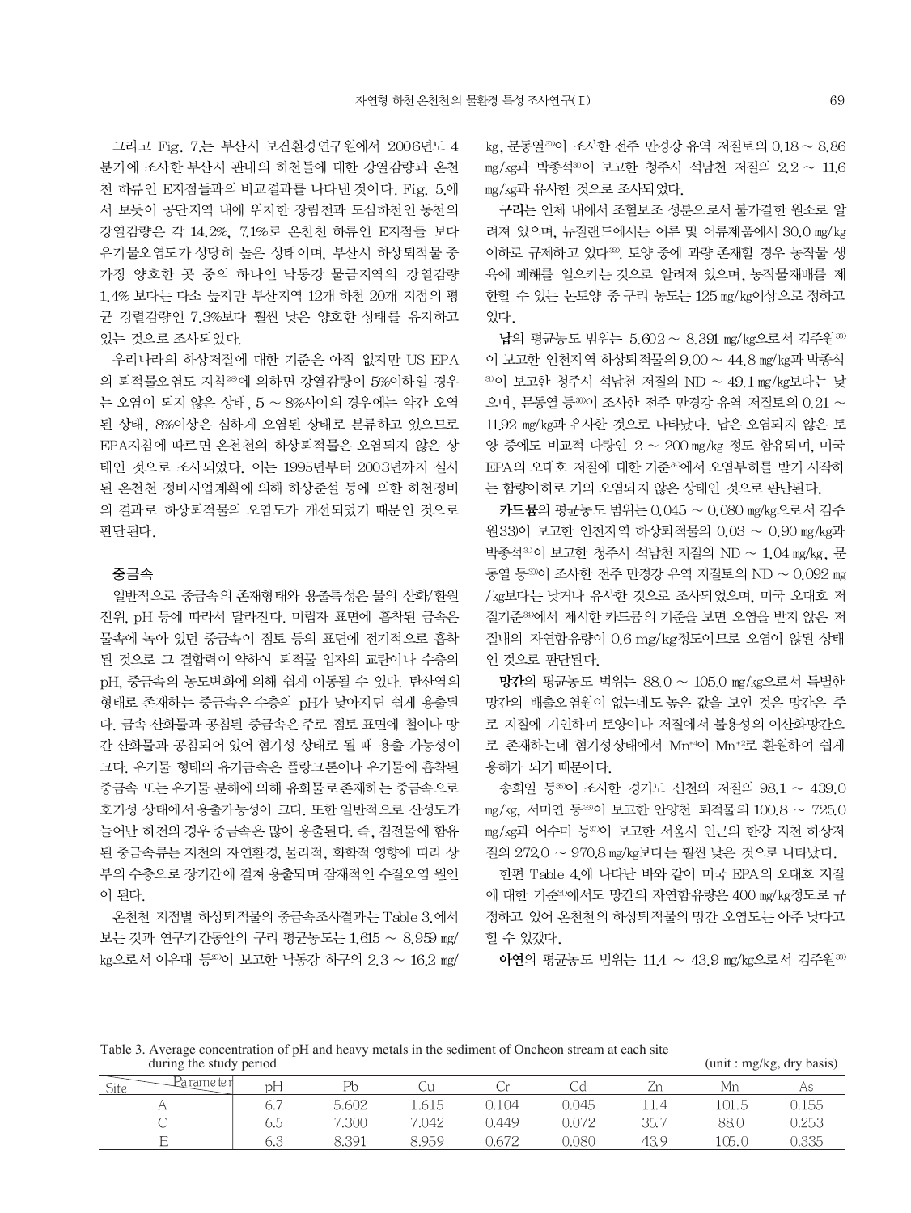그리고 Fig. 7.는 부산시 보건환경연구원에서 2006년도 4분기에 조사한 부산시 관내의 하천들에 대한 강열감량과 온천천 하류인 E지점들과의 비교결과를 나타낸 것이다. Fig. 5.에서 보듯이 공단지역 내에 위치한 장림천과 도심하천인 동천의 강열감량은 각 14.2%, 7.1%로 온천천 하류인 E지점들 보다 유기물오염도가 상당히 높은 상태이며, 부산시 하상퇴적물 중 가장 양호한 곳 중의 하나인 낙동강 물금지역의 강열감량 1.4% 보다는 다소 높지만 부산지역 12개 하천 20개 지점의 평균 강렬감량인 7.3%보다 훨씬 낮은 양호한 상태를 유지하고 있는 것으로 조사되었다.

우리나라의 하상저질에 대한 기준은 아직 없지만 US EPA의 퇴적물오염도 지침[28]에 의하면 강열감량이 5%이하일 경우는 오염이 되지 않은 상태, 5 ~ 8%사이의 경우에는 약간 오염된 상태, 8%이상은 심하게 오염된 상태로 분류하고 있으므로 EPA지침에 따르면 온천천의 하상퇴적물은 오염되지 않은 상태인 것으로 조사되었다. 이는 1995년부터 2003년까지 실시된 온천천 정비사업계획에 의해 하상준설 등에 의한 하천정비의 결과로 하상퇴적물의 오염도가 개선되었기 때문인 것으로 판단된다.

### 중금속

일반적으로 중금속의 존재형태와 용출특성은 물의 산화/환원전위, pH 등에 따라서 달라진다. 미립자 표면에 흡착된 금속은 물속에 녹아 있던 중금속이 점토 등의 표면에 전기적으로 흡착된 것으로 그 결합력이 약하여 퇴적물 입자의 교란이나 수층의 pH, 중금속의 농도변화에 의해 쉽게 이동될 수 있다. 탄산염의 형태로 존재하는 중금속은 수층의 pH가 낮아지면 쉽게 용출된다. 금속 산화물과 공침된 중금속은 주로 점토 표면에 철이나 망간 산화물과 공침되어 있어 혐기성 상태로 될 때 용출 가능성이 크다. 유기물 형태의 유기금속은 플랑크톤이나 유기물에 흡착된 중금속 또는 유기물 분해에 의해 유화물로존재하는 중금속으로 호기성 상태에서 용출가능성이 크다. 또한 일반적으로 산성도가 늘어난 하천의 경우 중금속은 많이 용출된다. 즉, 침전물에 함유된 중금속류는 지천의 자연환경, 물리적, 화학적 영향에 따라 상부의 수층으로 장기간에 걸쳐 용출되며 잠재적인 수질오염 원인이 된다.

온천천 지점별 하상퇴적물의 중금속조사결과는 Table 3.에서 보는 것과 연구기간동안의 구리 평균농도는 1.615 ~ 8.959 mg/kg으로서 이유대 등[29]이 보고한 낙동강 하구의 2.3 ~ 16.2 mg/kg, 문동열[30]이 조사한 전주 만경강 유역 저질토의 0.18 ~ 8.86 mg/kg과 박종석[31]이 보고한 청주시 석남천 저질의 2.2 ~ 11.6 mg/kg과 유사한 것으로 조사되었다.

**구리**는 인체 내에서 조혈보조 성분으로서 불가결한 원소로 알려져 있으며, 뉴질랜드에서는 어류 및 어류제품에서 30.0 mg/kg 이하로 규제하고 있다[32]. 토양 중에 과량 존재할 경우 농작물 생육에 폐해를 일으키는 것으로 알려져 있으며, 농작물재배를 제한할 수 있는 논토양 중 구리 농도는 125 mg/kg이상으로 정하고 있다.

**납**의 평균농도 범위는 5.602 ~ 8.391 mg/kg으로서 김주원[33]이 보고한 인천지역 하상퇴적물의 9.00 ~ 44.8 mg/kg과 박종석[31]이 보고한 청주시 석남천 저질의 ND ~ 49.1 mg/kg보다는 낮으며, 문동열 등[30]이 조사한 전주 만경강 유역 저질토의 0.21 ~ 11.92 mg/kg과 유사한 것으로 나타났다. 납은 오염되지 않은 토양 중에도 비교적 다량인 2 ~ 200 mg/kg 정도 함유되며, 미국 EPA의 오대호 저질에 대한 기준[34]에서 오염부하를 받기 시작하는 함량이하로 거의 오염되지 않은 상태인 것으로 판단된다.

**카드뮴**의 평균농도 범위는 0.045 ~ 0.080 mg/kg으로서 김주원33)이 보고한 인천지역 하상퇴적물의 0.03 ~ 0.90 mg/kg과 박종석[31]이 보고한 청주시 석남천 저질의 ND ~ 1.04 mg/kg, 문동열 등[30]이 조사한 전주 만경강 유역 저질토의 ND ~ 0.092 mg/kg보다는 낮거나 유사한 것으로 조사되었으며, 미국 오대호 저질기준[34]에서 제시한 카드뮴의 기준을 보면 오염을 받지 않은 저질내의 자연함유량이 0.6 mg/kg정도이므로 오염이 않된 상태인 것으로 판단된다.

**망간**의 평균농도 범위는 88.0 ~ 105.0 mg/kg으로서 특별한 망간의 배출오염원이 없는데도 높은 값을 보인 것은 망간은 주로 지질에 기인하며 토양이나 저질에서 불용성의 이산화망간으로 존재하는데 혐기성상태에서 $Mn^{+4}$이 $Mn^{+2}$로 환원하여 쉽게 용해가 되기 때문이다.

송희일 등[35]이 조사한 경기도 신천의 저질의 98.1 ~ 439.0 mg/kg, 서미연 등[36]이 보고한 안양천 퇴적물의 100.8 ~ 725.0 mg/kg과 어수미 등[37]이 보고한 서울시 인근의 한강 지천 하상저질의 272.0 ~ 970.8 mg/kg보다는 훨씬 낮은 것으로 나타났다.

한편 Table 4.에 나타난 바와 같이 미국 EPA의 오대호 저질에 대한 기준[34]에서도 망간의 자연함유량은 400 mg/kg정도로 규정하고 있어 온천천의 하상퇴적물의 망간 오염도는 아주 낮다고 할 수 있겠다.

**아연**의 평균농도 범위는 11.4 ~ 43.9 mg/kg으로서 김주원[33]

Table 3. Average concentration of pH and heavy metals in the sediment of Oncheon stream at each site during the study period (unit : mg/kg, dry basis)

| Site \ Parameter | pH | Pb | Cu | Cr | Cd | Zn | Mn | As |
|---|---|---|---|---|---|---|---|---|
| A | 6.7 | 5.602 | 1.615 | 0.104 | 0.045 | 11.4 | 101.5 | 0.155 |
| C | 6.5 | 7.300 | 7.042 | 0.449 | 0.072 | 35.7 | 88.0 | 0.253 |
| E | 6.3 | 8.391 | 8.959 | 0.672 | 0.080 | 43.9 | 105.0 | 0.335 |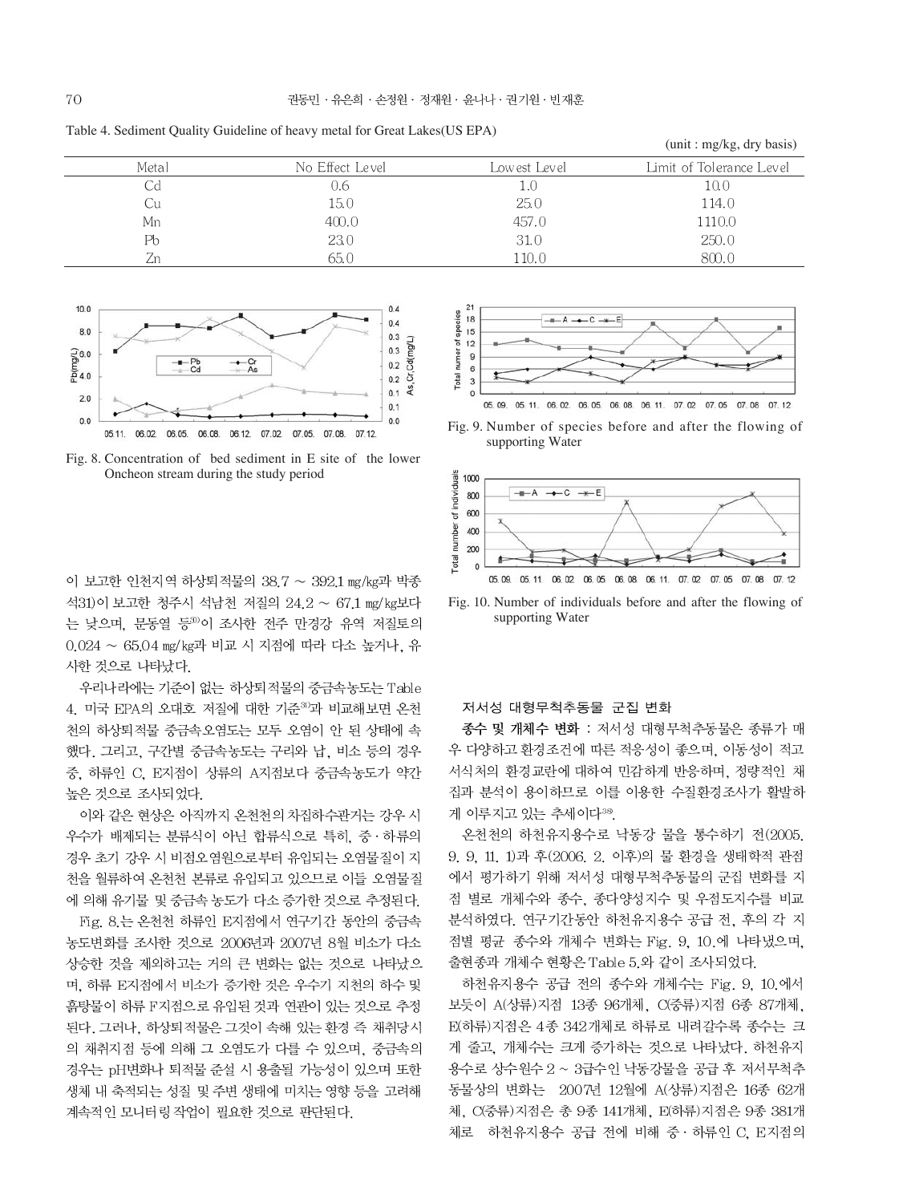Table 4. Sediment Quality Guideline of heavy metal for Great Lakes(US EPA)

(unit : mg/kg, dry basis)

| Metal | No Effect Level | Lowest Level | Limit of Tolerance Level |
|---|---|---|---|
| Cd | 0.6 | 1.0 | 10.0 |
| Cu | 15.0 | 25.0 | 114.0 |
| Mn | 400.0 | 457.0 | 1110.0 |
| Pb | 23.0 | 31.0 | 250.0 |
| Zn | 65.0 | 110.0 | 800.0 |

Fig. 8. Concentration of bed sediment in E site of the lower Oncheon stream during the study period

Fig. 9. Number of species before and after the flowing of supporting Water

Fig. 10. Number of individuals before and after the flowing of supporting Water

이 보고한 인천지역 하상퇴적물의 38.7 ~ 392.1 ㎎/㎏과 박종석31)이 보고한 청주시 석남천 저질의 24.2 ~ 67.1 ㎎/㎏보다는 낮으며, 문동열 등30)이 조사한 전주 만경강 유역 저질토의 0.024 ~ 65.04 ㎎/㎏과 비교 시 지점에 따라 다소 높거나, 유사한 것으로 나타났다.

우리나라에는 기준이 없는 하상퇴적물의 중금속농도는 Table 4. 미국 EPA의 오대호 저질에 대한 기준30)과 비교해보면 온천천의 하상퇴적물 중금속오염도는 모두 오염이 안 된 상태에 속했다. 그리고, 구간별 중금속농도는 구리와 납, 비소 등의 경우 중, 하류인 C, E지점이 상류의 A지점보다 중금속농도가 약간 높은 것으로 조사되었다.

이와 같은 현상은 아직까지 온천천의 차집하수관거는 강우 시 우수가 배제되는 분류식이 아닌 합류식으로 특히, 중・하류의 경우 초기 강우 시 비점오염원으로부터 유입되는 오염물질이 지천을 월류하여 온천천 본류로 유입되고 있으므로 이들 오염물질에 의해 유기물 및 중금속 농도가 다소 증가한 것으로 추정된다.

Fig. 8.는 온천천 하류인 E지점에서 연구기간 동안의 중금속 농도변화를 조사한 것으로 2006년과 2007년 8월 비소가 다소 상승한 것을 제외하고는 거의 큰 변화는 없는 것으로 나타났으며, 하류 E지점에서 비소가 증가한 것은 우수기 지천의 하수 및 흙탕물이 하류 F지점으로 유입된 것과 연관이 있는 것으로 추정된다. 그러나, 하상퇴적물은 그것이 속해 있는 환경 즉 채취당시의 채취지점 등에 의해 그 오염도가 다를 수 있으며, 중금속의 경우는 pH변화나 퇴적물 준설 시 용출될 가능성이 있으며 또한 생체 내 축적되는 성질 및 주변 생태에 미치는 영향 등을 고려해 계속적인 모니터링 작업이 필요한 것으로 판단된다.

### 저서성 대형무척추동물 군집 변화

**종수 및 개체수 변화** : 저서성 대형무척추동물은 종류가 매우 다양하고 환경조건에 따른 적응성이 좋으며, 이동성이 적고 서식처의 환경교란에 대하여 민감하게 반응하며, 정량적인 채집과 분석이 용이하므로 이를 이용한 수질환경조사가 활발하게 이루지고 있는 추세이다38).

온천천의 하천유지용수로 낙동강 물을 통수하기 전(2005. 9. 9, 11. 1)과 후(2006. 2. 이후)의 물 환경을 생태학적 관점에서 평가하기 위해 저서성 대형무척추동물의 군집 변화를 지점 별로 개체수와 종수, 종다양성지수 및 우점도지수를 비교 분석하였다. 연구기간동안 하천유지용수 공급 전, 후의 각 지점별 평균 종수와 개체수 변화는 Fig. 9, 10.에 나타냈으며, 출현종과 개체수 현황은 Table 5.와 같이 조사되었다.

하천유지용수 공급 전의 종수와 개체수는 Fig. 9, 10.에서 보듯이 A(상류)지점 13종 96개체, C(중류)지점 6종 87개체, E(하류)지점은 4종 342개체로 하류로 내려갈수록 종수는 크게 줄고, 개체수는 크게 증가하는 것으로 나타났다. 하천유지용수로 상수원수 2 ~ 3급수인 낙동강물을 공급 후 저서무척추동물상의 변화는 2007년 12월에 A(상류)지점은 16종 62개체, C(중류)지점은 총 9종 141개체, E(하류)지점은 9종 381개체로 하천유지용수 공급 전에 비해 중・하류인 C, E지점의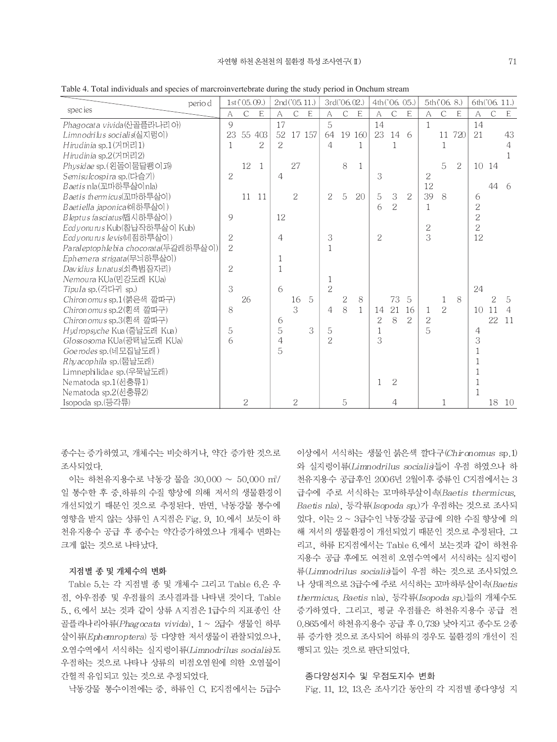Table 4. Total individuals and species of marcroinvertebrate during the study period in Onchum stream

| species \ period | 1st('05.09.) | | | 2nd('05.11.) | | | 3rd('06.02.) | | | 4th('06. 05.) | | | 5th('06. 8.) | | | 6th('06. 11.) | | |
|---|---|---|---|---|---|---|---|---|---|---|---|---|---|---|---|---|---|---|
| | A | C | E | A | C | E | A | C | E | A | C | E | A | C | E | A | C | E |
| *Phagocata vivida*(산골플라나리아) | 9 | | | 17 | | | 5 | | | 14 | | | 1 | | | 14 | | |
| *Limnodrilus socialis*(실지렁이) | 23 | 55 | 403 | 52 | 17 | 157 | 64 | 19 | 160 | 23 | 14 | 6 | | 11 | 720 | 21 | | 43 |
| *Hirudinia* sp.1(거머리1) | 1 | | 2 | 2 | | | 4 | | 1 | | 1 | | | 1 | | | | 4 |
| *Hirudinia* sp.2(거머리2) | | | | | | | | | | | | | | | | | | 1 |
| *Physidae* sp.(왼돌이물달팽이과) | | 12 | 1 | | 27 | | | 8 | 1 | | | | | 5 | 2 | 10 | 14 | |
| *Semisulcospira* sp.(다슬기) | 2 | | | 4 | | | | | | 3 | | | 2 | | | | | |
| *Baetis* nla(꼬마하루살이nla) | | | | | | | | | | | | | 12 | | | | 44 | 6 |
| *Baetis thermicus*(꼬마하루살이) | | 11 | 11 | | 2 | | 2 | 5 | 20 | 5 | 3 | 2 | 39 | 8 | | 6 | | |
| *Baetiella japonica*(애하루살이) | | | | | | | | | | 6 | 2 | | 1 | | | 2 | | |
| *Bleptus fasciatus*(햅시하루살이) | 9 | | | 12 | | | | | | | | | | | | 2 | | |
| *Ecdyonurus* Kub(참납작하루살이 Kub) | | | | | | | | | | | | | 2 | | | 2 | | |
| *Ecdyonurus levis*(네점하루살이) | 2 | | | 4 | | | 3 | | | 2 | | | 3 | | | 12 | | |
| *Paraleptophlebia chocorata*(두갈래하루살이) | 2 | | | | | | 1 | | | | | | | | | | | |
| *Ephemera strigata*(무늬하루살이) | | | | 1 | | | | | | | | | | | | | | |
| *Davidius lunatus*(쇠측범잠자리) | 2 | | | 1 | | | | | | | | | | | | | | |
| *Nemoura* KUa(민강도래 KUa) | | | | | | | 1 | | | | | | | | | | | |
| *Tipula* sp.(각다귀 sp.) | 3 | | | 6 | | | 2 | | | | | | | | | 24 | | |
| *Chironomus* sp.1(붉은색 깔따구) | | 26 | | | 16 | 5 | | 2 | 8 | | 73 | 5 | | 1 | 8 | | 2 | 5 |
| *Chironomus* sp.2(흰색 깔따구) | 8 | | | | 3 | | 4 | 8 | 1 | 14 | 21 | 16 | 1 | 2 | | 10 | 11 | 4 |
| *Chironomus* sp.3(흰색 깔따구) | | | | 6 | | | | | | 2 | 8 | 2 | 2 | | | | 22 | 11 |
| *Hydropsyche* Kua (줄날도래 Kua) | 5 | | | 5 | | 3 | 5 | | | 1 | | | 5 | | | 4 | | |
| *Glossosoma* KUa(광택날도래 KUa) | 6 | | | 4 | | | 2 | | | 3 | | | | | | 3 | | |
| *Goerodes* sp.(네모집날도래) | | | | 5 | | | | | | | | | | | | 1 | | |
| *Rhyacophila* sp.(물날도래) | | | | | | | | | | | | | | | | 1 | | |
| Limnephilidae sp.(우묵날도래) | | | | | | | | | | | | | | | | 1 | | |
| Nematoda sp.1(선충류1) | | | | | | | | | | 1 | 2 | | | | | 1 | | |
| Nematoda sp.2(선충류2) | | | | | | | | | | | | | | | | 1 | | |
| Isopoda sp.(등각류) | | 2 | | | 2 | | | 5 | | | 4 | | | 1 | | | 18 | 10 |

종수는 증가하였고, 개체수는 비슷하거나, 약간 증가한 것으로 조사되었다.

이는 하천유지용수로 낙동강 물을 30,000 ~ 50,000 ㎥/일 통수한 후 중,하류의 수질 향상에 의해 저서의 생물환경이 개선되었기 때문인 것으로 추정된다. 반면, 낙동강물 통수에 영향을 받지 않는 상류인 A지점은 Fig. 9, 10.에서 보듯이 하천유지용수 공급 후 종수는 약간증가하였으나 개체수 변화는 크게 없는 것으로 나타났다.

#### 지점별 종 및 개체수의 변화

Table 5.는 각 지점별 종 및 개체수 그리고 Table 6.은 우점, 아우점종 및 우점률의 조사결과를 나타낸 것이다. Table 5., 6.에서 보는 것과 같이 상류 A지점은 1급수의 지표종인 산골플라나리아류(*Phagocata vivida*), 1 ~ 2급수 생물인 하루살이류(*Ephemroptera*) 등 다양한 저서생물이 관찰되었으나, 오염수역에서 서식하는 실지렁이류(*Limnodrilus socialis*)도 우점하는 것으로 나타나 상류의 비점오염원에 의한 오염물이 간헐적 유입되고 있는 것으로 추정되었다.

낙동강물 통수이전에는 중, 하류인 C, E지점에서는 5급수 이상에서 서식하는 생물인 붉은색 깔다구(*Chironomus* sp.1)와 실지렁이류(*Limnodrilus socialis*)들이 우점 하였으나 하천유지용수 공급후인 2006년 2월이후 중류인 C지점에서는 3급수에 주로 서식하는 꼬마하루살이속(*Baetis thermicus, Baetis nla*), 등각류(*Isopoda sp.*)가 우점하는 것으로 조사되었다. 이는 2 ~ 3급수인 낙동강물 공급에 의한 수질 향상에 의해 저서의 생물환경이 개선되었기 때문인 것으로 추정된다. 그리고, 하류 E지점에서는 Table 6.에서 보는것과 같이 하천유지용수 공급 후에도 여전히 오염수역에서 서식하는 실지렁이류(*Limnodrilus socialis*)들이 우점 하는 것으로 조사되었으나 상대적으로 3급수에 주로 서식하는 꼬마하루살이속(*Baetis thermicus, Baetis* nla), 등각류(*Isopoda sp.*)들의 개체수도 증가하였다. 그리고, 평균 우점률은 하천유지용수 공급 전 0.865에서 하천유지용수 공급 후 0.739 낮아지고 종수도 2종류 증가한 것으로 조사되어 하류의 경우도 물환경의 개선이 진행되고 있는 것으로 판단되었다.

#### 종다양성지수 및 우점도지수 변화

Fig. 11, 12, 13.은 조사기간 동안의 각 지점별 종다양성 지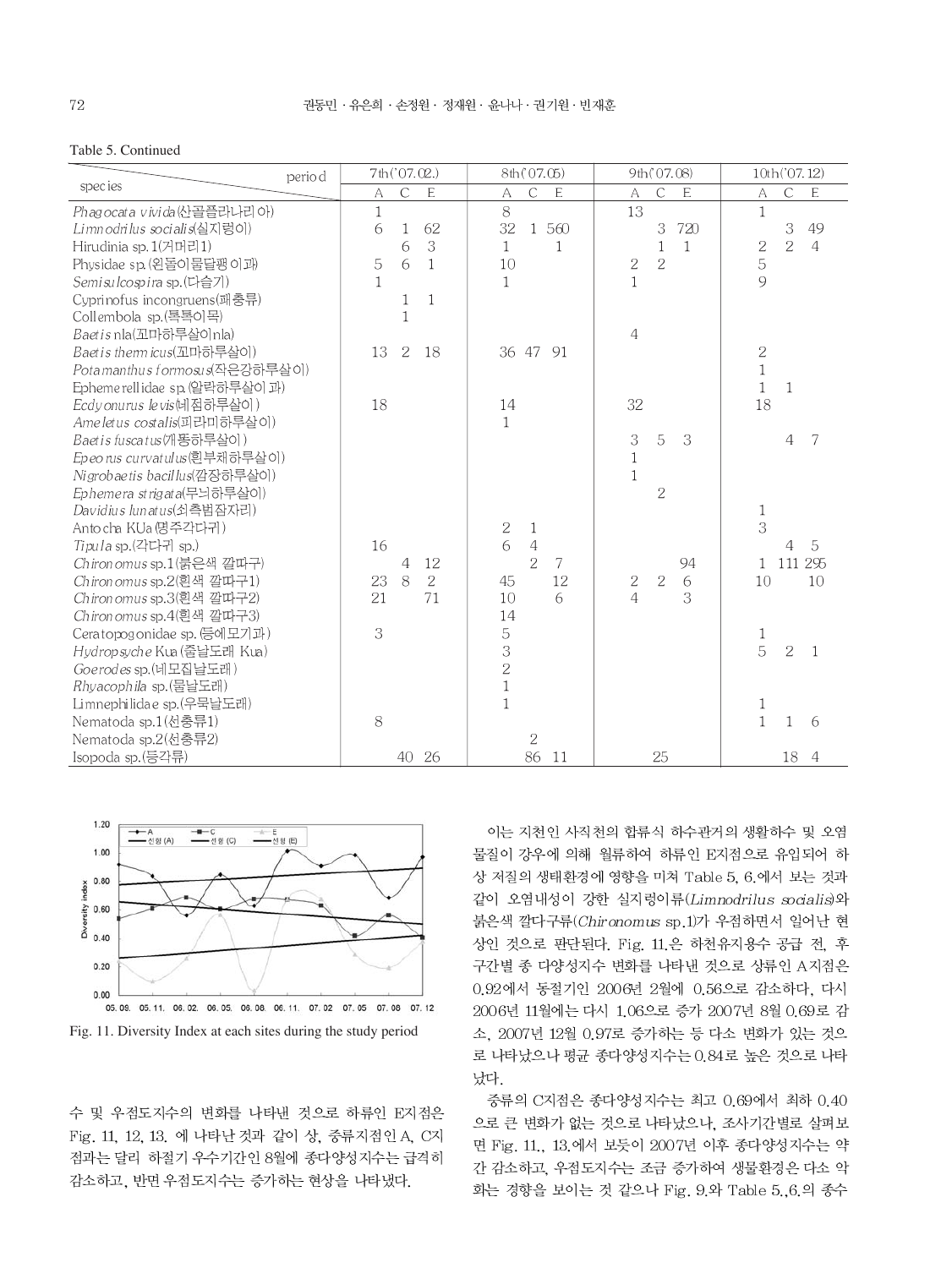Table 5. Continued

| species \ period | 7th('07.02.) | | | 8th('07.05) | | | 9th('07.08) | | | 10th('07.12) | | |
|---|---|---|---|---|---|---|---|---|---|---|---|---|
| | A | C | E | A | C | E | A | C | E | A | C | E |
| *Phagocata vivida*(산골플라나리아) | 1 | | | 8 | | | 13 | | | 1 | | |
| *Limnodrilus socialis*(실지렁이) | 6 | 1 | 62 | 32 | 1 | 560 | | 3 | 720 | | 3 | 49 |
| Hirudinia sp.1(거머리1) | | 6 | 3 | 1 | | 1 | | 1 | 1 | 2 | 2 | 4 |
| Physidae sp.(왼돌이물달팽이과) | 5 | 6 | 1 | 10 | | | 2 | 2 | | 5 | | |
| *Semisulcospira* sp.(다슬기) | 1 | | | 1 | | | 1 | | | 9 | | |
| Cyprinofus incongruens(패충류) | | 1 | 1 | | | | | | | | | |
| Collembola sp.(톡톡이목) | | 1 | | | | | | | | | | |
| *Baetis* nla(꼬마하루살이nla) | | | | | | | 4 | | | | | |
| *Baetis thermicus*(꼬마하루살이) | 13 | 2 | 18 | 36 | 47 | 91 | | | | 2 | | |
| *Potamanthus formosus*(작은강하루살이) | | | | | | | | | | 1 | | |
| Ephemerellidae sp.(알락하루살이과) | | | | | | | | | | 1 | 1 | |
| *Ecdyonurus levis*(네점하루살이) | 18 | | | 14 | | | 32 | | | 18 | | |
| *Ameletus costalis*(피라미하루살이) | | | | 1 | | | | | | | | |
| *Baetis fuscatus*(개똥하루살이) | | | | | | | 3 | 5 | 3 | | 4 | 7 |
| *Epeorus curvatulus*(흰부채하루살이) | | | | | | | 1 | | | | | |
| *Nigrobaetis bacillus*(깜장하루살이) | | | | | | | 1 | | | | | |
| *Ephemera strigata*(무늬하루살이) | | | | | | | | 2 | | | | |
| *Davidius lunatus*(쇠측범잠자리) | | | | | | | | | | 1 | | |
| Antocha KUa(명주각다귀) | | | | 2 | 1 | | | | | 3 | | |
| *Tipula* sp.(각다귀 sp.) | 16 | | | 6 | 4 | | | | | | 4 | 5 |
| *Chironomus* sp.1(붉은색 깔따구) | | 4 | 12 | | 2 | 7 | | | 94 | 1 | 111 | 295 |
| *Chironomus* sp.2(흰색 깔따구1) | 23 | 8 | 2 | 45 | | 12 | 2 | 2 | 6 | 10 | | 10 |
| *Chironomus* sp.3(흰색 깔따구2) | 21 | | 71 | 10 | | 6 | 4 | | 3 | | | |
| *Chironomus* sp.4(흰색 깔따구3) | | | | 14 | | | | | | | | |
| Ceratopogonidae sp.(등에모기과) | 3 | | | 5 | | | | | | 1 | | |
| *Hydropsyche* Kua(줄날도래 Kua) | | | | 3 | | | | | | 5 | 2 | 1 |
| *Goerodes* sp.(네모집날도래) | | | | 2 | | | | | | | | |
| *Rhyacophila* sp.(물날도래) | | | | 1 | | | | | | | | |
| Limnephilidae sp.(우묵날도래) | | | | 1 | | | | | | 1 | | |
| Nematoda sp.1(선충류1) | 8 | | | | | | | | | 1 | 1 | 6 |
| Nematoda sp.2(선충류2) | | | | | 2 | | | | | | | |
| Isopoda sp.(등각류) | | 40 | 26 | | 86 | 11 | | 25 | | | 18 | 4 |

Fig. 11. Diversity Index at each sites during the study period

수 및 우점도지수의 변화를 나타낸 것으로 하류인 E지점은 Fig. 11, 12, 13. 에 나타난 것과 같이 상, 중류지점인 A, C지점과는 달리 하절기 우수기간인 8월에 종다양성지수는 급격히 감소하고, 반면 우점도지수는 증가하는 현상을 나타냈다.

이는 지천인 사직천의 합류식 하수관거의 생활하수 및 오염물질이 강우에 의해 월류하여 하류인 E지점으로 유입되어 하상 저질의 생태환경에 영향을 미쳐 Table 5, 6.에서 보는 것과 같이 오염내성이 강한 실지렁이류(*Limnodrilus socialis*)와 붉은색 깔따구류(*Chironomus* sp.1)가 우점하면서 일어난 현상인 것으로 판단된다. Fig. 11.은 하천유지용수 공급 전, 후 구간별 종 다양성지수 변화를 나타낸 것으로 상류인 A지점은 0.92에서 동절기인 2006년 2월에 0.56으로 감소하다, 다시 2006년 11월에는 다시 1.06으로 증가 2007년 8월 0.69로 감소, 2007년 12월 0.97로 증가하는 등 다소 변화가 있는 것으로 나타났으나 평균 종다양성지수는 0.84로 높은 것으로 나타났다.

중류의 C지점은 종다양성지수는 최고 0.69에서 최하 0.40으로 큰 변화가 없는 것으로 나타났으나, 조사기간별로 살펴보면 Fig. 11., 13.에서 보듯이 2007년 이후 종다양성지수는 약간 감소하고, 우점도지수는 조금 증가하여 생물환경은 다소 악화는 경향을 보이는 것 같으나 Fig. 9.와 Table 5.,6.의 종수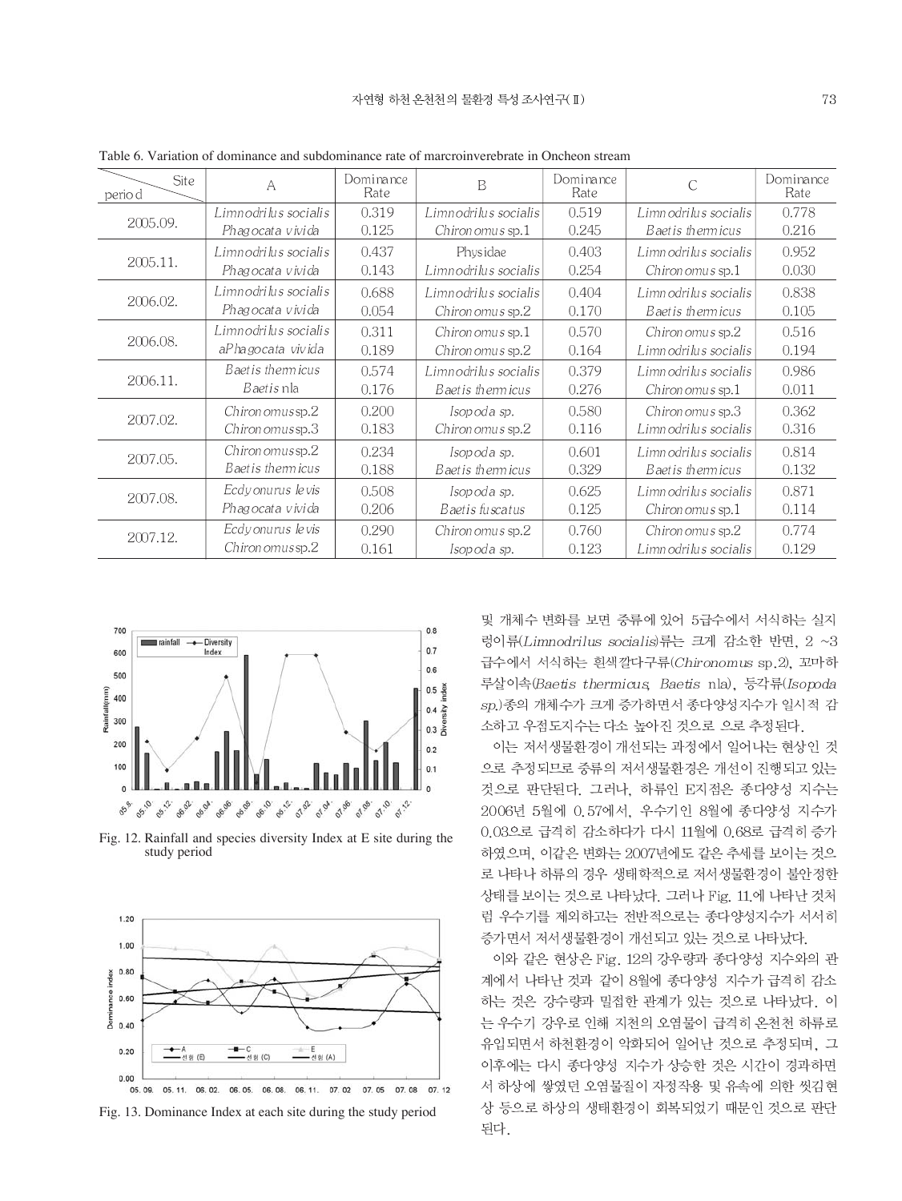Table 6. Variation of dominance and subdominance rate of marcroinverebrate in Oncheon stream

| Site / period | A | Dominance Rate | B | Dominance Rate | C | Dominance Rate |
|---|---|---|---|---|---|---|
| 2005.09. | *Limnodrilus socialis* | 0.319 | *Limnodrilus socialis* | 0.519 | *Limnodrilus socialis* | 0.778 |
| | *Phagocata vivida* | 0.125 | *Chironomus* sp.1 | 0.245 | *Baetis thermicus* | 0.216 |
| 2005.11. | *Limnodrilus socialis* | 0.437 | Physidae | 0.403 | *Limnodrilus socialis* | 0.952 |
| | *Phagocata vivida* | 0.143 | *Limnodrilus socialis* | 0.254 | *Chironomus* sp.1 | 0.030 |
| 2006.02. | *Limnodrilus socialis* | 0.688 | *Limnodrilus socialis* | 0.404 | *Limnodrilus socialis* | 0.838 |
| | *Phagocata vivida* | 0.054 | *Chironomus* sp.2 | 0.170 | *Baetis thermicus* | 0.105 |
| 2006.08. | *Limnodrilus socialis* | 0.311 | *Chironomus* sp.1 | 0.570 | *Chironomus* sp.2 | 0.516 |
| | *aPhagocata vivida* | 0.189 | *Chironomus* sp.2 | 0.164 | *Limnodrilus socialis* | 0.194 |
| 2006.11. | *Baetis thermicus* | 0.574 | *Limnodrilus socialis* | 0.379 | *Limnodrilus socialis* | 0.986 |
| | *Baetis* nla | 0.176 | *Baetis thermicus* | 0.276 | *Chironomus* sp.1 | 0.011 |
| 2007.02. | *Chironomus*sp.2 | 0.200 | *Isopoda sp.* | 0.580 | *Chironomus* sp.3 | 0.362 |
| | *Chironomus*sp.3 | 0.183 | *Chironomus* sp.2 | 0.116 | *Limnodrilus socialis* | 0.316 |
| 2007.05. | *Chironomus*sp.2 | 0.234 | *Isopoda sp.* | 0.601 | *Limnodrilus socialis* | 0.814 |
| | *Baetis thermicus* | 0.188 | *Baetis thermicus* | 0.329 | *Baetis thermicus* | 0.132 |
| 2007.08. | *Ecdyonurus levis* | 0.508 | *Isopoda sp.* | 0.625 | *Limnodrilus socialis* | 0.871 |
| | *Phagocata vivida* | 0.206 | *Baetis fuscatus* | 0.125 | *Chironomus* sp.1 | 0.114 |
| 2007.12. | *Ecdyonurus levis* | 0.290 | *Chironomus* sp.2 | 0.760 | *Chironomus* sp.2 | 0.774 |
| | *Chironomus*sp.2 | 0.161 | *Isopoda sp.* | 0.123 | *Limnodrilus socialis* | 0.129 |

Fig. 12. Rainfall and species diversity Index at E site during the study period

Fig. 13. Dominance Index at each site during the study period

및 개체수 변화를 보면 중류에 있어 5급수에서 서식하는 실지렁이류(*Limnodrilus socialis*)류는 크게 감소한 반면, 2 ~3 급수에서 서식하는 흰색깔다구류(*Chironomus* sp.2), 꼬마하루살이속(*Baetis thermicus*, *Baetis* nla), 등각류(*Isopoda sp.*)종의 개체수가 크게 증가하면서 종다양성지수가 일시적 감소하고 우점도지수는 다소 높아진 것으로 으로 추정된다.

이는 저서생물환경이 개선되는 과정에서 일어나는 현상인 것으로 추정되므로 중류의 저서생물환경은 개선이 진행되고 있는 것으로 판단된다. 그러나, 하류인 E지점은 종다양성 지수는 2006년 5월에 0.57에서, 우수기인 8월에 종다양성 지수가 0.03으로 급격히 감소하다가 다시 11월에 0.68로 급격히 증가하였으며, 이같은 변화는 2007년에도 같은 추세를 보이는 것으로 나타나 하류의 경우 생태학적으로 저서생물환경이 불안정한 상태를 보이는 것으로 나타났다. 그러나 Fig. 11.에 나타난 것처럼 우수기를 제외하고는 전반적으로는 종다양성지수가 서서히 증가하면서 저서생물환경이 개선되고 있는 것으로 나타났다.

이와 같은 현상은 Fig. 12의 강우량과 종다양성 지수와의 관계에서 나타난 것과 같이 8월에 종다양성 지수가 급격히 감소하는 것은 강수량과 밀접한 관계가 있는 것으로 나타났다. 이는 우수기 강우로 인해 지천의 오염물이 급격히 온천천 하류로 유입되면서 하천환경이 악화되어 일어난 것으로 추정되며, 그 이후에는 다시 종다양성 지수가 상승한 것은 시간이 경과하면서 하상에 쌓였던 오염물질이 자정작용 및 유속에 의한 씻김현상 등으로 하상의 생태환경이 회복되었기 때문인 것으로 판단된다.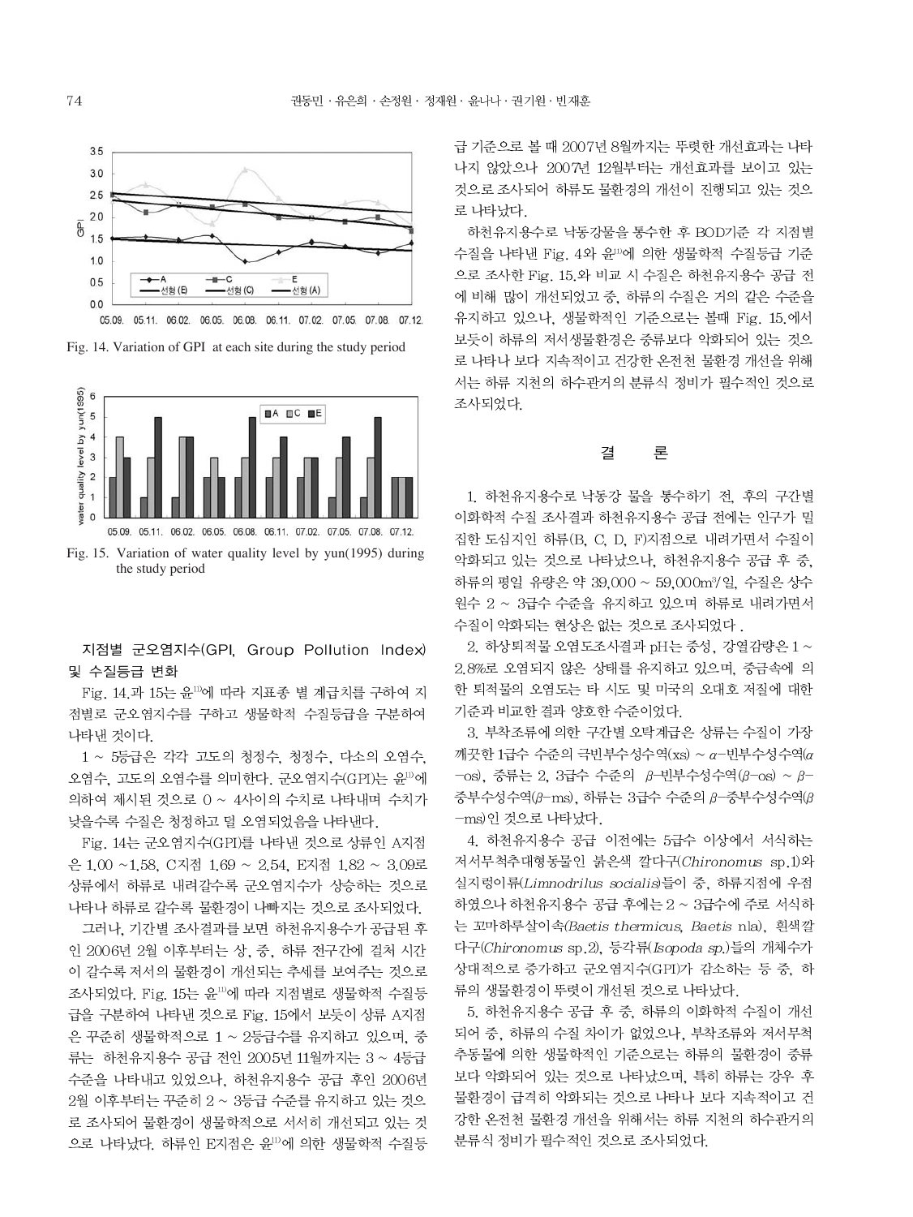Fig. 14. Variation of GPI at each site during the study period

Fig. 15. Variation of water quality level by yun(1995) during the study period

### 지점별 군오염지수(GPI, Group Pollution Index) 및 수질등급 변화

Fig. 14.과 15는 윤[11]에 따라 지표종 별 계급치를 구하여 지점별로 군오염지수를 구하고 생물학적 수질등급을 구분하여 나타낸 것이다.

1 ~ 5등급은 각각 고도의 청정수, 청정수, 다소의 오염수, 오염수, 고도의 오염수를 의미한다. 군오염지수(GPI)는 윤[11]에 의하여 제시된 것으로 0 ~ 4사이의 수치로 나타내며 수치가 낮을수록 수질은 청정하고 덜 오염되었음을 나타낸다.

Fig. 14는 군오염지수(GPI)를 나타낸 것으로 상류인 A지점은 1.00 ~1.58, C지점 1.69 ~ 2.54, E지점 1.82 ~ 3.09로 상류에서 하류로 내려갈수록 군오염지수가 상승하는 것으로 나타나 하류로 갈수록 물환경이 나빠지는 것으로 조사되었다.

그러나, 기간별 조사결과를 보면 하천유지용수가 공급된 후인 2006년 2월 이후부터는 상, 중, 하류 전구간에 걸쳐 시간이 갈수록 저서의 물환경이 개선되는 추세를 보여주는 것으로 조사되었다. Fig. 15는 윤[11]에 따라 지점별로 생물학적 수질등급을 구분하여 나타낸 것으로 Fig. 15에서 보듯이 상류 A지점은 꾸준히 생물학적으로 1 ~ 2등급수를 유지하고 있으며, 중류는 하천유지용수 공급 전인 2005년 11월까지는 3 ~ 4등급 수준을 나타내고 있었으나, 하천유지용수 공급 후인 2006년 2월 이후부터는 꾸준히 2 ~ 3등급 수준을 유지하고 있는 것으로 조사되어 물환경이 생물학적으로 서서히 개선되고 있는 것으로 나타났다. 하류인 E지점은 윤[11]에 의한 생물학적 수질등급 기준으로 볼 때 2007년 8월까지는 뚜렷한 개선효과는 나타나지 않았으나 2007년 12월부터는 개선효과를 보이고 있는 것으로 조사되어 하류도 물환경의 개선이 진행되고 있는 것으로 나타났다.

하천유지용수로 낙동강물을 통수한 후 BOD기준 각 지점별 수질을 나타낸 Fig. 4와 윤[11]에 의한 생물학적 수질등급 기준으로 조사한 Fig. 15.와 비교 시 수질은 하천유지용수 공급 전에 비해 많이 개선되었고 중, 하류의 수질은 거의 같은 수준을 유지하고 있으나, 생물학적인 기준으로는 볼때 Fig. 15.에서 보듯이 하류의 저서생물환경은 중류보다 악화되어 있는 것으로 나타나 보다 지속적이고 건강한 온전천 물환경 개선을 위해서는 하류 지천의 하수관거의 분류식 정비가 필수적인 것으로 조사되었다.

## 결 론

1. 하천유지용수로 낙동강 물을 통수하기 전, 후의 구간별 이화학적 수질 조사결과 하천유지용수 공급 전에는 인구가 밀집한 도심지인 하류(B, C, D, F)지점으로 내려가면서 수질이 악화되고 있는 것으로 나타났으나, 하천유지용수 공급 후 중, 하류의 평일 유량은 약 39,000 ~ 59,000$m^3$/일, 수질은 상수원수 2 ~ 3급수 수준을 유지하고 있으며 하류로 내려가면서 수질이 악화되는 현상은 없는 것으로 조사되었다 .

2. 하상퇴적물 오염도조사결과 pH는 중성, 강열감량은 1 ~ 2.8%로 오염되지 않은 상태를 유지하고 있으며, 중금속에 의한 퇴적물의 오염도는 타 시도 및 미국의 오대호 저질에 대한 기준과 비교한 결과 양호한 수준이었다.

3. 부착조류에 의한 구간별 오탁계급은 상류는 수질이 가장 깨끗한 1급수 수준의 극빈부수성수역(xs) ~ $\alpha$−빈부수성수역($\alpha$−os), 중류는 2, 3급수 수준의 $\beta$−빈부수성수역($\beta$−os) ~ $\beta$−중부수성수역($\beta$−ms), 하류는 3급수 수준의 $\beta$−중부수성수역($\beta$−ms)인 것으로 나타났다.

4. 하천유지용수 공급 이전에는 5급수 이상에서 서식하는 저서무척추대형동물인 붉은색 깔다구(*Chironomus* sp.1)와 실지렁이류(*Limnodrilus socialis*)들이 중, 하류지점에 우점하였으나 하천유지용수 공급 후에는 2 ~ 3급수에 주로 서식하는 꼬마하루살이속(*Baetis thermicus*, *Baetis* nla), 흰색깔다구(*Chironomus* sp.2), 등각류(*Isopoda sp.*)들의 개체수가 상대적으로 증가하고 군오염지수(GPI)가 감소하는 등 중, 하류의 생물환경이 뚜렷이 개선된 것으로 나타났다.

5. 하천유지용수 공급 후 중, 하류의 이화학적 수질이 개선되어 중, 하류의 수질 차이가 없었으나, 부착조류와 저서무척추동물에 의한 생물학적인 기준으로는 하류의 물환경이 중류보다 악화되어 있는 것으로 나타났으며, 특히 하류는 강우 후 물환경이 급격히 악화되는 것으로 나타나 보다 지속적이고 건강한 온전천 물환경 개선을 위해서는 하류 지천의 하수관거의 분류식 정비가 필수적인 것으로 조사되었다.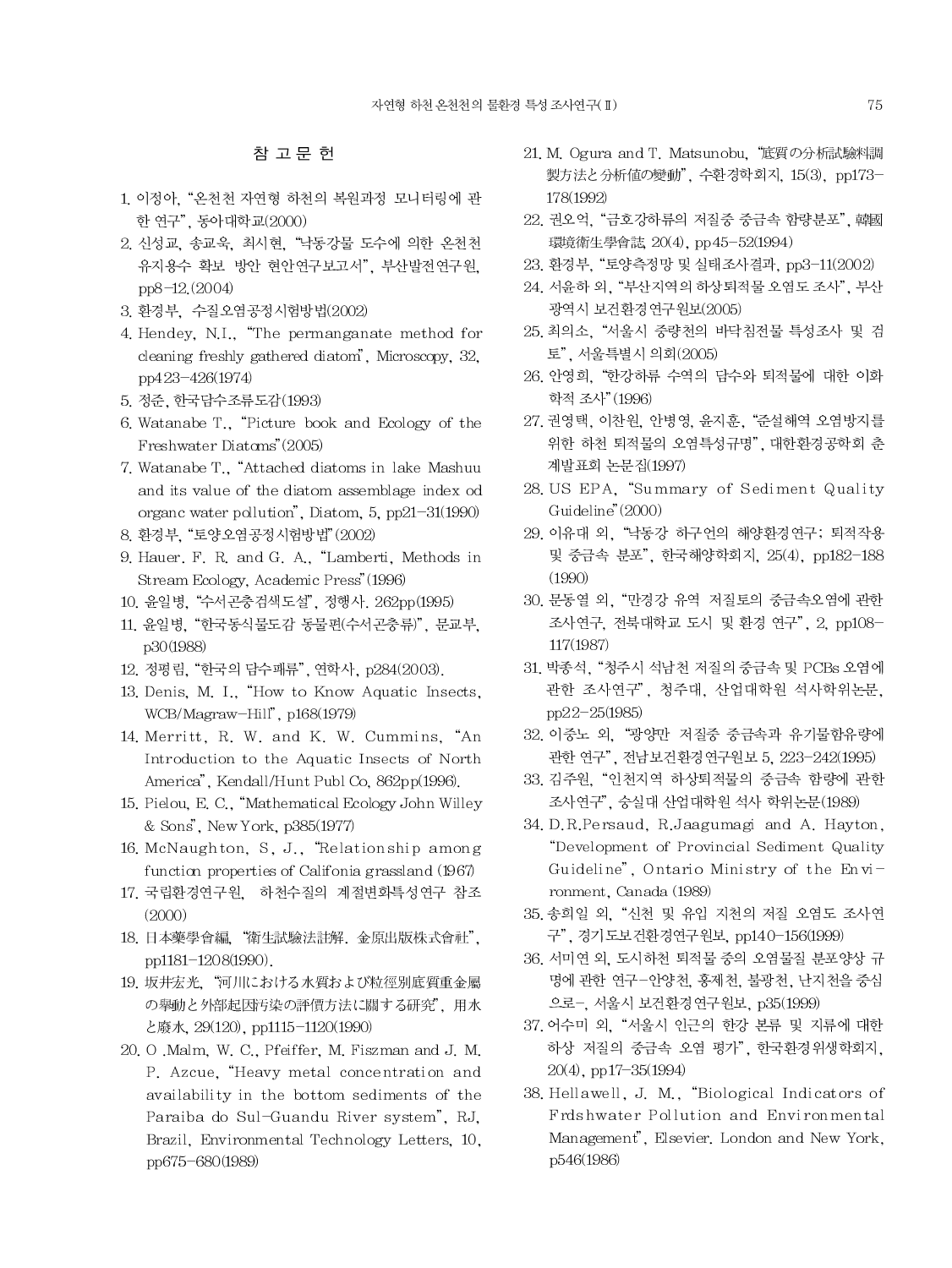## 참 고 문 헌

1. 이정아, "온천천 자연형 하천의 복원과정 모니터링에 관한 연구", 동아대학교(2000)
2. 신성교, 송교욱, 최시현, "낙동강물 도수에 의한 온천천 유지용수 확보 방안 현안연구보고서", 부산발전연구원, pp8-12.(2004)
3. 환경부, 수질오염공정시험방법(2002)
4. Hendey, N.I., "The permanganate method for cleaning freshly gathered diatom", Microscopy, 32, pp423-426(1974)
5. 정준, 한국담수조류도감(1993)
6. Watanabe T., "Picture book and Ecology of the Freshwater Diatoms"(2005)
7. Watanabe T., "Attached diatoms in lake Mashuu and its value of the diatom assemblage index od organc water pollution", Diatom, 5, pp21-31(1990)
8. 환경부, "토양오염공정시험방법"(2002)
9. Hauer. F. R. and G. A., "Lamberti, Methods in Stream Ecology, Academic Press"(1996)
10. 윤일병, "수서곤충검색도설", 정행사. 262pp(1995)
11. 윤일병, "한국동식물도감 동물편(수서곤충류)", 문교부, p30(1988)
12. 정평림, "한국의 담수패류", 연학사, p284(2003).
13. Denis, M. I., "How to Know Aquatic Insects, WCB/Magraw-Hill", p168(1979)
14. Merritt, R. W. and K. W. Cummins, "An Introduction to the Aquatic Insects of North America", Kendall/Hunt Publ Co, 862pp(1996).
15. Pielou, E. C., "Mathematical Ecology John Willey & Sons", New York, p385(1977)
16. McNaughton, S, J., "Relationship among function properties of Califonia grassland (1967)
17. 국립환경연구원, 하천수질의 계절변화특성연구 참조 (2000)
18. 日本藥學會編, "衛生試驗法註解. 金原出版株式會社", pp1181-1208(1990).
19. 坂井宏光, "河川における水質および粒徑別底質重金屬の擧動と外部起因汚染の評價方法に關する研究", 用水と廢水, 29(120), pp1115-1120(1990)
20. O .Malm, W. C., Pfeiffer, M. Fiszman and J. M. P. Azcue, "Heavy metal concentration and availability in the bottom sediments of the Paraiba do Sul-Guandu River system", RJ, Brazil, Environmental Technology Letters, 10, pp675-680(1989)
21. M. Ogura and T. Matsunobu, "底質の分析試驗料調製方法と分析値の變動", 수환경학회지, 15(3), pp173-178(1992)
22. 권오억, "금호강하류의 저질중 중금속 함량분포", 韓國環境衛生學會誌 20(4), pp45-52(1994)
23. 환경부, "토양측정망 및 실태조사결과, pp3-11(2002)
24. 서윤하 외, "부산지역의 하상퇴적물 오염도 조사", 부산광역시 보건환경연구원보(2005)
25. 최의소, "서울시 중량천의 바닥침전물 특성조사 및 검토", 서울특별시 의회(2005)
26. 안영희, "한강하류 수역의 담수와 퇴적물에 대한 이화학적 조사"(1996)
27. 권영택, 이찬원, 안병영, 윤지훈, "준설해역 오염방지를 위한 하천 퇴적물의 오염특성규명", 대한환경공학회 춘계발표회 논문집(1997)
28. US EPA, "Summary of Sediment Quality Guideline"(2000)
29. 이유대 외, "낙동강 하구언의 해양환경연구; 퇴적작용 및 중금속 분포", 한국해양학회지, 25(4), pp182-188 (1990)
30. 문동열 외, "만경강 유역 저질토의 중금속오염에 관한 조사연구, 전북대학교 도시 및 환경 연구", 2, pp108-117(1987)
31. 박종석, "청주시 석남천 저질의 중금속 및 PCBs 오염에 관한 조사연구", 청주대, 산업대학원 석사학위논문, pp22-25(1985)
32. 이중노 외, "광양만 저질중 중금속과 유기물함유량에 관한 연구", 전남보건환경연구원보 5, 223-242(1995)
33. 김주원, "인천지역 하상퇴적물의 중금속 함량에 관한 조사연구", 숭실대 산업대학원 석사 학위논문(1989)
34. D.R.Persaud, R.Jaagumagi and A. Hayton, "Development of Provincial Sediment Quality Guideline", Ontario Ministry of the Environment, Canada (1989)
35. 송희일 외, "신천 및 유입 지천의 저질 오염도 조사연구", 경기도보건환경연구원보, pp140-156(1999)
36. 서미연 외, 도시하천 퇴적물 중의 오염물질 분포양상 규명에 관한 연구-안양천, 홍제천, 불광천, 난지천을 중심으로-, 서울시 보건환경연구원보, p35(1999)
37. 어수미 외, "서울시 인근의 한강 본류 및 지류에 대한 하상 저질의 중금속 오염 평가", 한국환경위생학회지, 20(4), pp17-35(1994)
38. Hellawell, J. M., "Biological Indicators of Frdshwater Pollution and Environmental Management", Elsevier. London and New York, p546(1986)